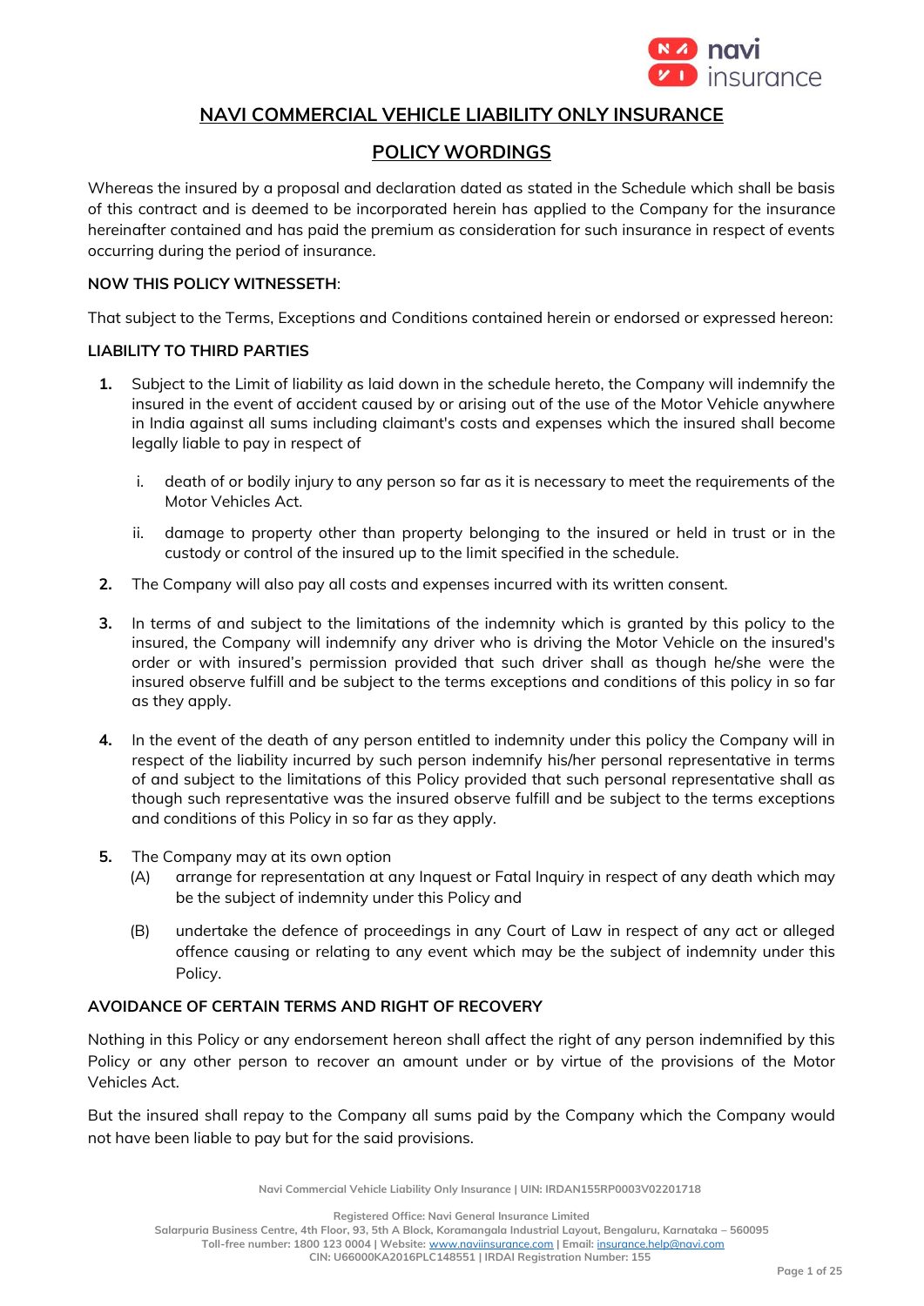# NAVI COMMERCIAL VEHICLE LIABILITY ONLY INSURANCE

## POLICY WORDINGS

Whereas the insured by a proposal and declaration dated as stated in the Schedule which shall be basis of this contract and is deemed to be incorporated herein has applied to the Company for the insurance hereinafter contained and has paid the premium as consideration for such insurance in respect of events occurring during the period of insurance.

**NOW THIS POLICY WITNESSETH**:

That subject to the Terms, Exceptions and Conditions contained herein or endorsed or expressed hereon:

**LIABILITY TO THIRD PARTIES**

1. Subject to the Limit of liability as laid down in the schedule hereto, the Company will indemnify the insured in the event of accident caused by or arising out of the use of the Motor Vehicle anywhere in India against all sums including claimant's costs and expenses which the insured shall become legally liable to pay in respect of

   i. death of or bodily injury to any person so far as it is necessary to meet the requirements of the Motor Vehicles Act.

   ii. damage to property other than property belonging to the insured or held in trust or in the custody or control of the insured up to the limit specified in the schedule.

2. The Company will also pay all costs and expenses incurred with its written consent.

3. In terms of and subject to the limitations of the indemnity which is granted by this policy to the insured, the Company will indemnify any driver who is driving the Motor Vehicle on the insured's order or with insured's permission provided that such driver shall as though he/she were the insured observe fulfill and be subject to the terms exceptions and conditions of this policy in so far as they apply.

4. In the event of the death of any person entitled to indemnity under this policy the Company will in respect of the liability incurred by such person indemnify his/her personal representative in terms of and subject to the limitations of this Policy provided that such personal representative shall as though such representative was the insured observe fulfill and be subject to the terms exceptions and conditions of this Policy in so far as they apply.

5. The Company may at its own option

   (A) arrange for representation at any Inquest or Fatal Inquiry in respect of any death which may be the subject of indemnity under this Policy and

   (B) undertake the defence of proceedings in any Court of Law in respect of any act or alleged offence causing or relating to any event which may be the subject of indemnity under this Policy.

**AVOIDANCE OF CERTAIN TERMS AND RIGHT OF RECOVERY**

Nothing in this Policy or any endorsement hereon shall affect the right of any person indemnified by this Policy or any other person to recover an amount under or by virtue of the provisions of the Motor Vehicles Act.

But the insured shall repay to the Company all sums paid by the Company which the Company would not have been liable to pay but for the said provisions.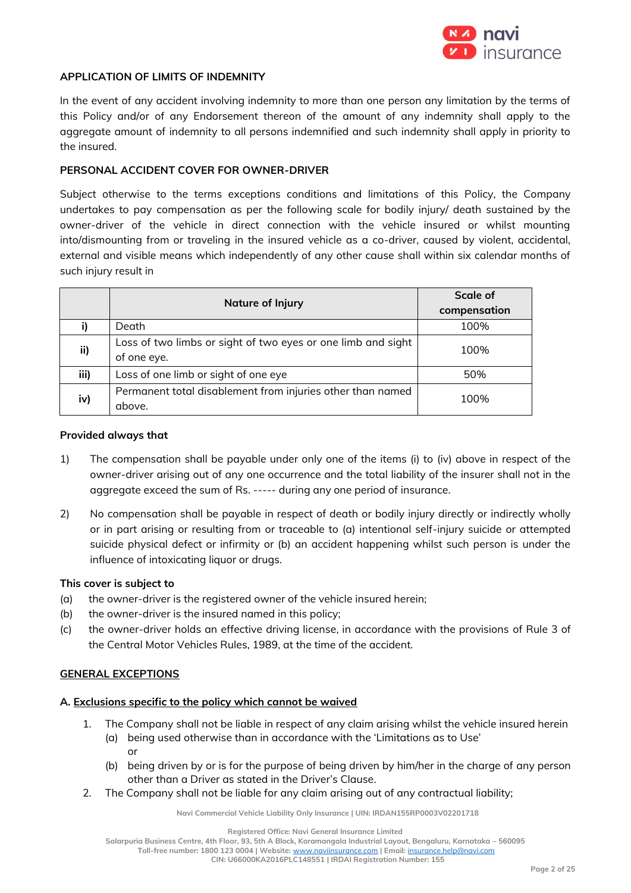### APPLICATION OF LIMITS OF INDEMNITY

In the event of any accident involving indemnity to more than one person any limitation by the terms of this Policy and/or of any Endorsement thereon of the amount of any indemnity shall apply to the aggregate amount of indemnity to all persons indemnified and such indemnity shall apply in priority to the insured.

### PERSONAL ACCIDENT COVER FOR OWNER-DRIVER

Subject otherwise to the terms exceptions conditions and limitations of this Policy, the Company undertakes to pay compensation as per the following scale for bodily injury/ death sustained by the owner-driver of the vehicle in direct connection with the vehicle insured or whilst mounting into/dismounting from or traveling in the insured vehicle as a co-driver, caused by violent, accidental, external and visible means which independently of any other cause shall within six calendar months of such injury result in

| | Nature of Injury | Scale of compensation |
|---|---|---|
| i) | Death | 100% |
| ii) | Loss of two limbs or sight of two eyes or one limb and sight of one eye. | 100% |
| iii) | Loss of one limb or sight of one eye | 50% |
| iv) | Permanent total disablement from injuries other than named above. | 100% |

**Provided always that**

1) The compensation shall be payable under only one of the items (i) to (iv) above in respect of the owner-driver arising out of any one occurrence and the total liability of the insurer shall not in the aggregate exceed the sum of Rs. ----- during any one period of insurance.

2) No compensation shall be payable in respect of death or bodily injury directly or indirectly wholly or in part arising or resulting from or traceable to (a) intentional self-injury suicide or attempted suicide physical defect or infirmity or (b) an accident happening whilst such person is under the influence of intoxicating liquor or drugs.

**This cover is subject to**

(a) the owner-driver is the registered owner of the vehicle insured herein;

(b) the owner-driver is the insured named in this policy;

(c) the owner-driver holds an effective driving license, in accordance with the provisions of Rule 3 of the Central Motor Vehicles Rules, 1989, at the time of the accident.

### GENERAL EXCEPTIONS

**A. Exclusions specific to the policy which cannot be waived**

1. The Company shall not be liable in respect of any claim arising whilst the vehicle insured herein
   (a) being used otherwise than in accordance with the 'Limitations as to Use'
   or
   (b) being driven by or is for the purpose of being driven by him/her in the charge of any person other than a Driver as stated in the Driver's Clause.
2. The Company shall not be liable for any claim arising out of any contractual liability;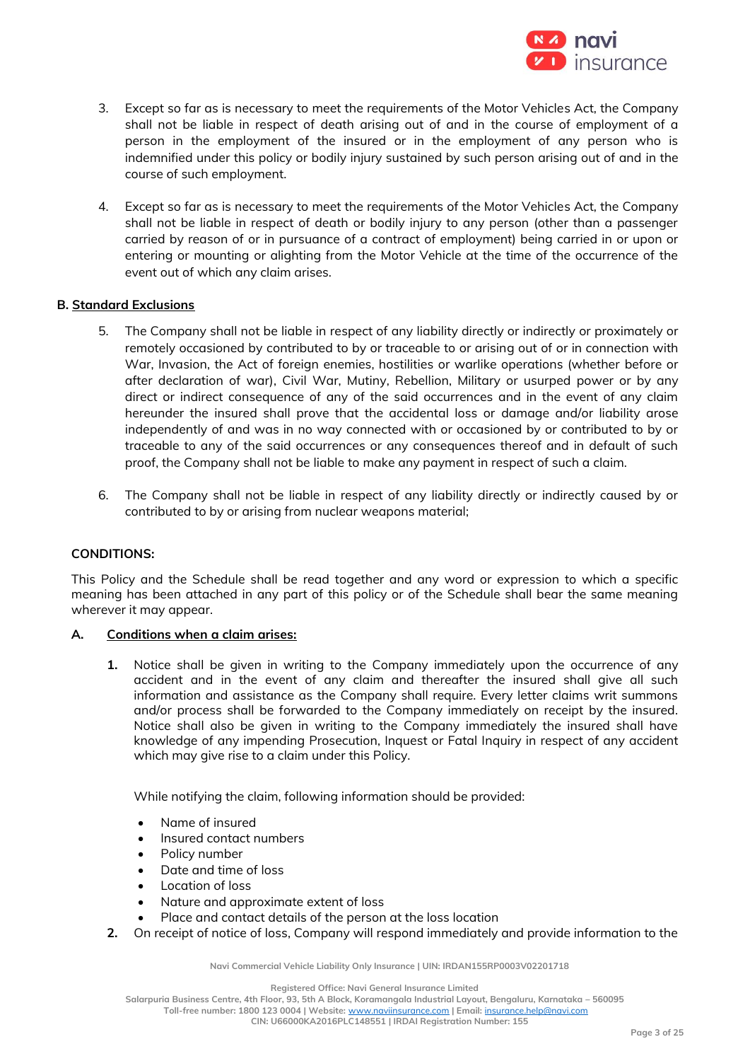3. Except so far as is necessary to meet the requirements of the Motor Vehicles Act, the Company shall not be liable in respect of death arising out of and in the course of employment of a person in the employment of the insured or in the employment of any person who is indemnified under this policy or bodily injury sustained by such person arising out of and in the course of such employment.

4. Except so far as is necessary to meet the requirements of the Motor Vehicles Act, the Company shall not be liable in respect of death or bodily injury to any person (other than a passenger carried by reason of or in pursuance of a contract of employment) being carried in or upon or entering or mounting or alighting from the Motor Vehicle at the time of the occurrence of the event out of which any claim arises.

**B. Standard Exclusions**

5. The Company shall not be liable in respect of any liability directly or indirectly or proximately or remotely occasioned by contributed to by or traceable to or arising out of or in connection with War, Invasion, the Act of foreign enemies, hostilities or warlike operations (whether before or after declaration of war), Civil War, Mutiny, Rebellion, Military or usurped power or by any direct or indirect consequence of any of the said occurrences and in the event of any claim hereunder the insured shall prove that the accidental loss or damage and/or liability arose independently of and was in no way connected with or occasioned by or contributed to by or traceable to any of the said occurrences or any consequences thereof and in default of such proof, the Company shall not be liable to make any payment in respect of such a claim.

6. The Company shall not be liable in respect of any liability directly or indirectly caused by or contributed to by or arising from nuclear weapons material;

**CONDITIONS:**

This Policy and the Schedule shall be read together and any word or expression to which a specific meaning has been attached in any part of this policy or of the Schedule shall bear the same meaning wherever it may appear.

**A. Conditions when a claim arises:**

**1.** Notice shall be given in writing to the Company immediately upon the occurrence of any accident and in the event of any claim and thereafter the insured shall give all such information and assistance as the Company shall require. Every letter claims writ summons and/or process shall be forwarded to the Company immediately on receipt by the insured. Notice shall also be given in writing to the Company immediately the insured shall have knowledge of any impending Prosecution, Inquest or Fatal Inquiry in respect of any accident which may give rise to a claim under this Policy.

While notifying the claim, following information should be provided:

- Name of insured
- Insured contact numbers
- Policy number
- Date and time of loss
- Location of loss
- Nature and approximate extent of loss
- Place and contact details of the person at the loss location

**2.** On receipt of notice of loss, Company will respond immediately and provide information to the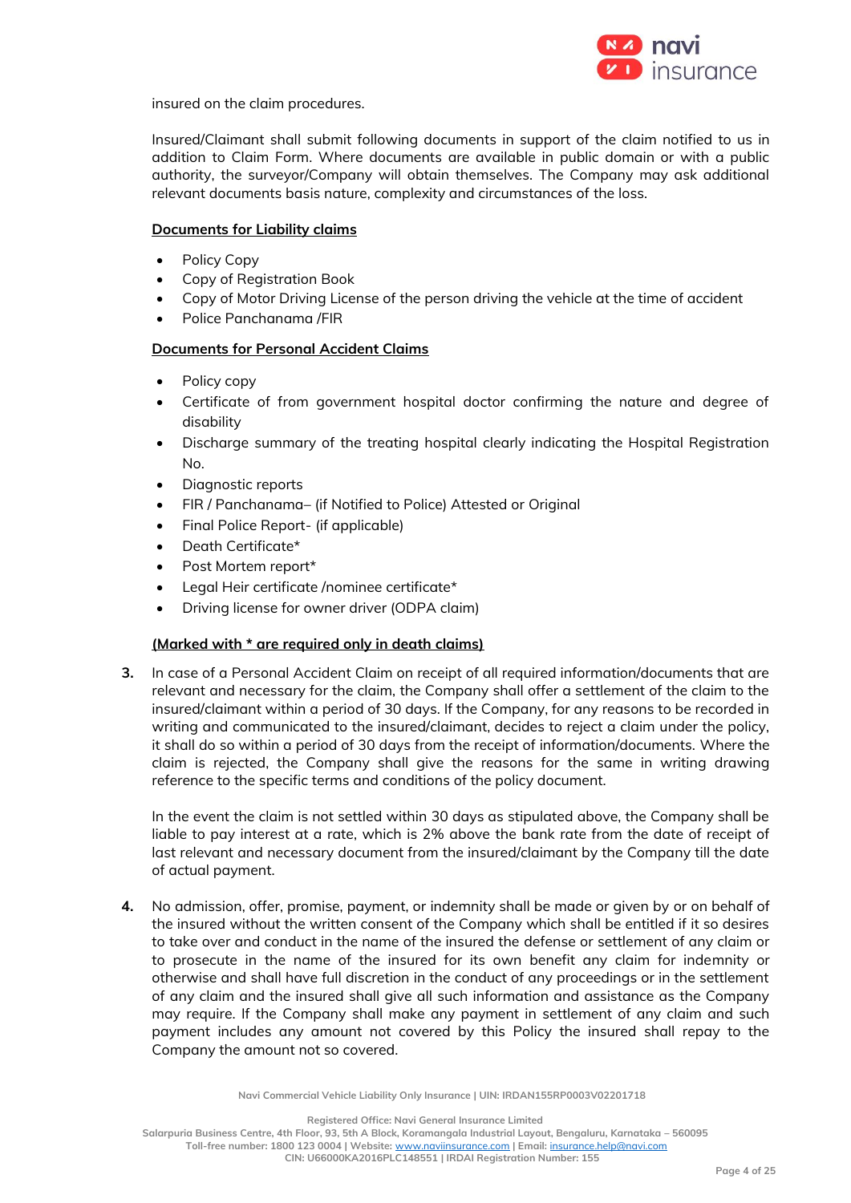insured on the claim procedures.

Insured/Claimant shall submit following documents in support of the claim notified to us in addition to Claim Form. Where documents are available in public domain or with a public authority, the surveyor/Company will obtain themselves. The Company may ask additional relevant documents basis nature, complexity and circumstances of the loss.

**Documents for Liability claims**

- Policy Copy
- Copy of Registration Book
- Copy of Motor Driving License of the person driving the vehicle at the time of accident
- Police Panchanama /FIR

**Documents for Personal Accident Claims**

- Policy copy
- Certificate of from government hospital doctor confirming the nature and degree of disability
- Discharge summary of the treating hospital clearly indicating the Hospital Registration No.
- Diagnostic reports
- FIR / Panchanama– (if Notified to Police) Attested or Original
- Final Police Report- (if applicable)
- Death Certificate*
- Post Mortem report*
- Legal Heir certificate /nominee certificate*
- Driving license for owner driver (ODPA claim)

**(Marked with * are required only in death claims)**

3. In case of a Personal Accident Claim on receipt of all required information/documents that are relevant and necessary for the claim, the Company shall offer a settlement of the claim to the insured/claimant within a period of 30 days. If the Company, for any reasons to be recorded in writing and communicated to the insured/claimant, decides to reject a claim under the policy, it shall do so within a period of 30 days from the receipt of information/documents. Where the claim is rejected, the Company shall give the reasons for the same in writing drawing reference to the specific terms and conditions of the policy document.

   In the event the claim is not settled within 30 days as stipulated above, the Company shall be liable to pay interest at a rate, which is 2% above the bank rate from the date of receipt of last relevant and necessary document from the insured/claimant by the Company till the date of actual payment.

4. No admission, offer, promise, payment, or indemnity shall be made or given by or on behalf of the insured without the written consent of the Company which shall be entitled if it so desires to take over and conduct in the name of the insured the defense or settlement of any claim or to prosecute in the name of the insured for its own benefit any claim for indemnity or otherwise and shall have full discretion in the conduct of any proceedings or in the settlement of any claim and the insured shall give all such information and assistance as the Company may require. If the Company shall make any payment in settlement of any claim and such payment includes any amount not covered by this Policy the insured shall repay to the Company the amount not so covered.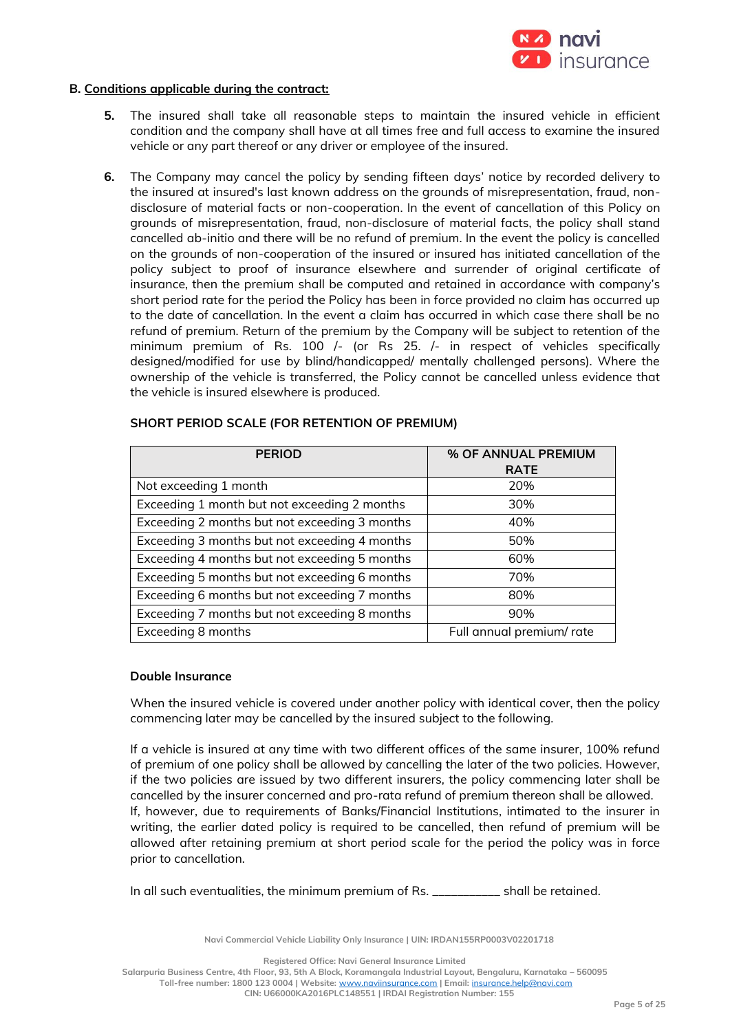**B. Conditions applicable during the contract:**

5. The insured shall take all reasonable steps to maintain the insured vehicle in efficient condition and the company shall have at all times free and full access to examine the insured vehicle or any part thereof or any driver or employee of the insured.

6. The Company may cancel the policy by sending fifteen days' notice by recorded delivery to the insured at insured's last known address on the grounds of misrepresentation, fraud, non-disclosure of material facts or non-cooperation. In the event of cancellation of this Policy on grounds of misrepresentation, fraud, non-disclosure of material facts, the policy shall stand cancelled ab-initio and there will be no refund of premium. In the event the policy is cancelled on the grounds of non-cooperation of the insured or insured has initiated cancellation of the policy subject to proof of insurance elsewhere and surrender of original certificate of insurance, then the premium shall be computed and retained in accordance with company's short period rate for the period the Policy has been in force provided no claim has occurred up to the date of cancellation. In the event a claim has occurred in which case there shall be no refund of premium. Return of the premium by the Company will be subject to retention of the minimum premium of Rs. 100 /- (or Rs 25. /- in respect of vehicles specifically designed/modified for use by blind/handicapped/ mentally challenged persons). Where the ownership of the vehicle is transferred, the Policy cannot be cancelled unless evidence that the vehicle is insured elsewhere is produced.

**SHORT PERIOD SCALE (FOR RETENTION OF PREMIUM)**

| PERIOD | % OF ANNUAL PREMIUM RATE |
|---|---|
| Not exceeding 1 month | 20% |
| Exceeding 1 month but not exceeding 2 months | 30% |
| Exceeding 2 months but not exceeding 3 months | 40% |
| Exceeding 3 months but not exceeding 4 months | 50% |
| Exceeding 4 months but not exceeding 5 months | 60% |
| Exceeding 5 months but not exceeding 6 months | 70% |
| Exceeding 6 months but not exceeding 7 months | 80% |
| Exceeding 7 months but not exceeding 8 months | 90% |
| Exceeding 8 months | Full annual premium/ rate |

**Double Insurance**

When the insured vehicle is covered under another policy with identical cover, then the policy commencing later may be cancelled by the insured subject to the following.

If a vehicle is insured at any time with two different offices of the same insurer, 100% refund of premium of one policy shall be allowed by cancelling the later of the two policies. However, if the two policies are issued by two different insurers, the policy commencing later shall be cancelled by the insurer concerned and pro-rata refund of premium thereon shall be allowed. If, however, due to requirements of Banks/Financial Institutions, intimated to the insurer in writing, the earlier dated policy is required to be cancelled, then refund of premium will be allowed after retaining premium at short period scale for the period the policy was in force prior to cancellation.

In all such eventualities, the minimum premium of Rs. __________ shall be retained.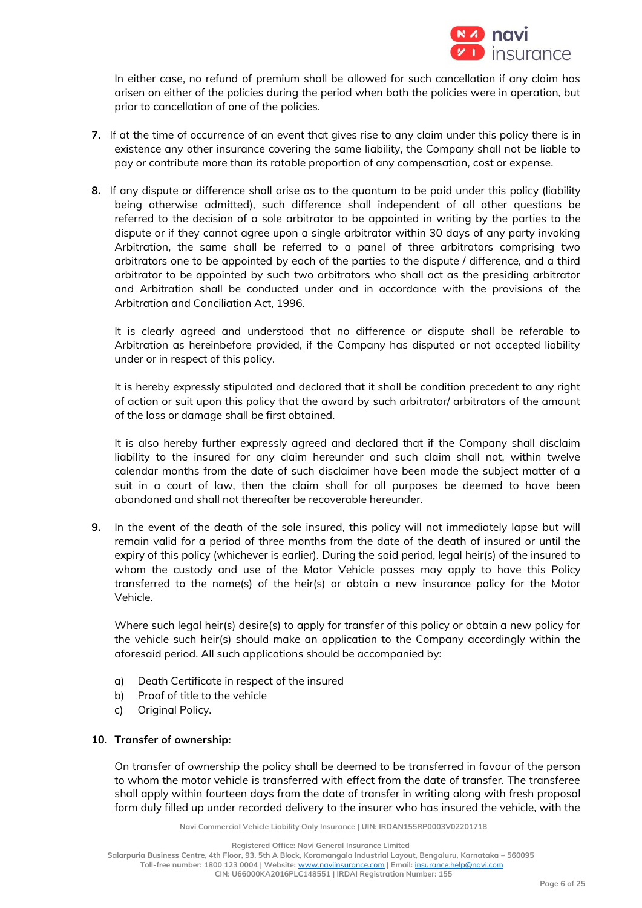In either case, no refund of premium shall be allowed for such cancellation if any claim has arisen on either of the policies during the period when both the policies were in operation, but prior to cancellation of one of the policies.

7. If at the time of occurrence of an event that gives rise to any claim under this policy there is in existence any other insurance covering the same liability, the Company shall not be liable to pay or contribute more than its ratable proportion of any compensation, cost or expense.

8. If any dispute or difference shall arise as to the quantum to be paid under this policy (liability being otherwise admitted), such difference shall independent of all other questions be referred to the decision of a sole arbitrator to be appointed in writing by the parties to the dispute or if they cannot agree upon a single arbitrator within 30 days of any party invoking Arbitration, the same shall be referred to a panel of three arbitrators comprising two arbitrators one to be appointed by each of the parties to the dispute / difference, and a third arbitrator to be appointed by such two arbitrators who shall act as the presiding arbitrator and Arbitration shall be conducted under and in accordance with the provisions of the Arbitration and Conciliation Act, 1996.

   It is clearly agreed and understood that no difference or dispute shall be referable to Arbitration as hereinbefore provided, if the Company has disputed or not accepted liability under or in respect of this policy.

   It is hereby expressly stipulated and declared that it shall be condition precedent to any right of action or suit upon this policy that the award by such arbitrator/ arbitrators of the amount of the loss or damage shall be first obtained.

   It is also hereby further expressly agreed and declared that if the Company shall disclaim liability to the insured for any claim hereunder and such claim shall not, within twelve calendar months from the date of such disclaimer have been made the subject matter of a suit in a court of law, then the claim shall for all purposes be deemed to have been abandoned and shall not thereafter be recoverable hereunder.

9. In the event of the death of the sole insured, this policy will not immediately lapse but will remain valid for a period of three months from the date of the death of insured or until the expiry of this policy (whichever is earlier). During the said period, legal heir(s) of the insured to whom the custody and use of the Motor Vehicle passes may apply to have this Policy transferred to the name(s) of the heir(s) or obtain a new insurance policy for the Motor Vehicle.

   Where such legal heir(s) desire(s) to apply for transfer of this policy or obtain a new policy for the vehicle such heir(s) should make an application to the Company accordingly within the aforesaid period. All such applications should be accompanied by:

   a) Death Certificate in respect of the insured
   b) Proof of title to the vehicle
   c) Original Policy.

10. **Transfer of ownership:**

   On transfer of ownership the policy shall be deemed to be transferred in favour of the person to whom the motor vehicle is transferred with effect from the date of transfer. The transferee shall apply within fourteen days from the date of transfer in writing along with fresh proposal form duly filled up under recorded delivery to the insurer who has insured the vehicle, with the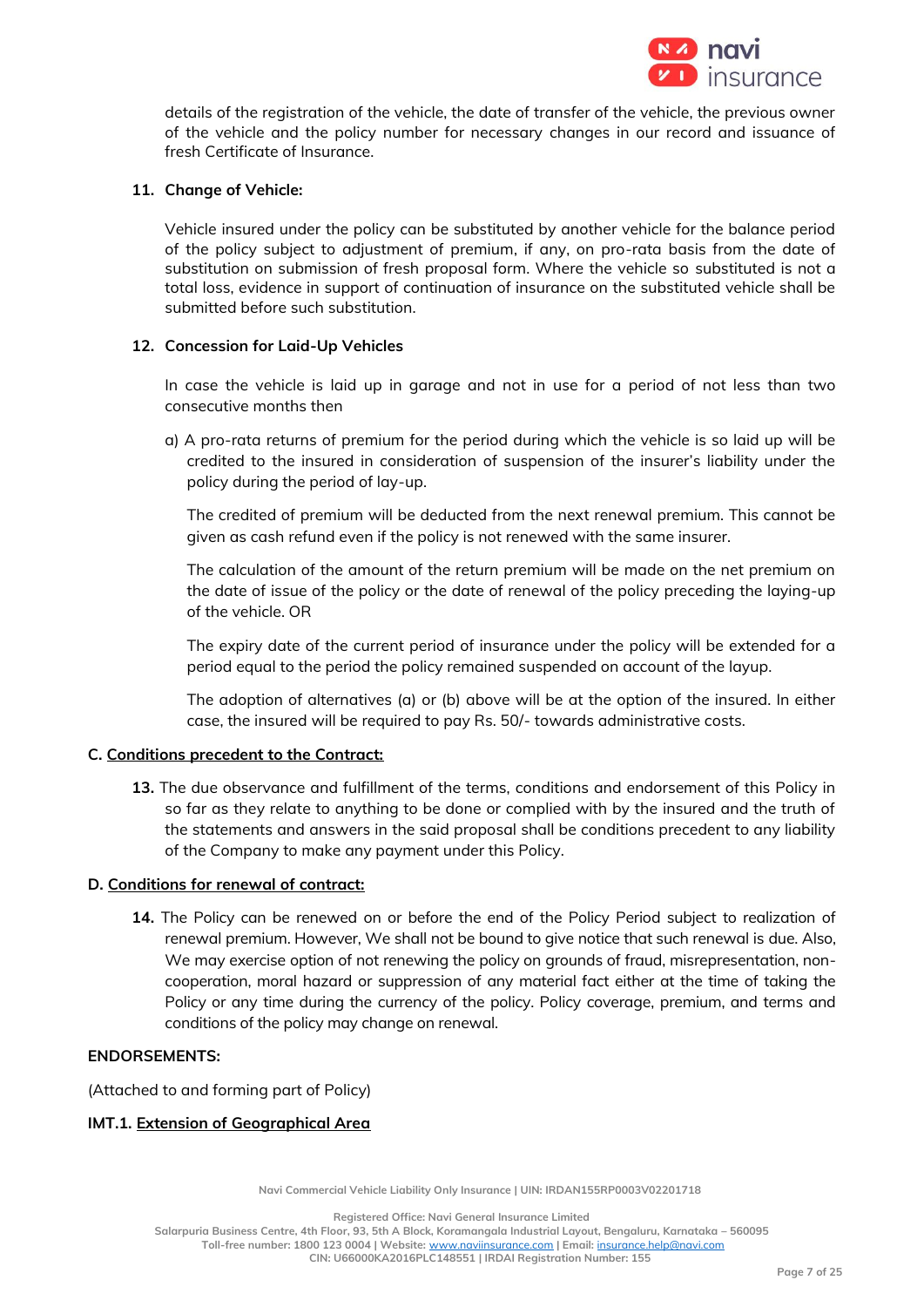details of the registration of the vehicle, the date of transfer of the vehicle, the previous owner of the vehicle and the policy number for necessary changes in our record and issuance of fresh Certificate of Insurance.

**11. Change of Vehicle:**

Vehicle insured under the policy can be substituted by another vehicle for the balance period of the policy subject to adjustment of premium, if any, on pro-rata basis from the date of substitution on submission of fresh proposal form. Where the vehicle so substituted is not a total loss, evidence in support of continuation of insurance on the substituted vehicle shall be submitted before such substitution.

**12. Concession for Laid-Up Vehicles**

In case the vehicle is laid up in garage and not in use for a period of not less than two consecutive months then

a) A pro-rata returns of premium for the period during which the vehicle is so laid up will be credited to the insured in consideration of suspension of the insurer's liability under the policy during the period of lay-up.

The credited of premium will be deducted from the next renewal premium. This cannot be given as cash refund even if the policy is not renewed with the same insurer.

The calculation of the amount of the return premium will be made on the net premium on the date of issue of the policy or the date of renewal of the policy preceding the laying-up of the vehicle. OR

The expiry date of the current period of insurance under the policy will be extended for a period equal to the period the policy remained suspended on account of the layup.

The adoption of alternatives (a) or (b) above will be at the option of the insured. In either case, the insured will be required to pay Rs. 50/- towards administrative costs.

**C. Conditions precedent to the Contract:**

**13.** The due observance and fulfillment of the terms, conditions and endorsement of this Policy in so far as they relate to anything to be done or complied with by the insured and the truth of the statements and answers in the said proposal shall be conditions precedent to any liability of the Company to make any payment under this Policy.

**D. Conditions for renewal of contract:**

**14.** The Policy can be renewed on or before the end of the Policy Period subject to realization of renewal premium. However, We shall not be bound to give notice that such renewal is due. Also, We may exercise option of not renewing the policy on grounds of fraud, misrepresentation, non-cooperation, moral hazard or suppression of any material fact either at the time of taking the Policy or any time during the currency of the policy. Policy coverage, premium, and terms and conditions of the policy may change on renewal.

**ENDORSEMENTS:**

(Attached to and forming part of Policy)

**IMT.1. Extension of Geographical Area**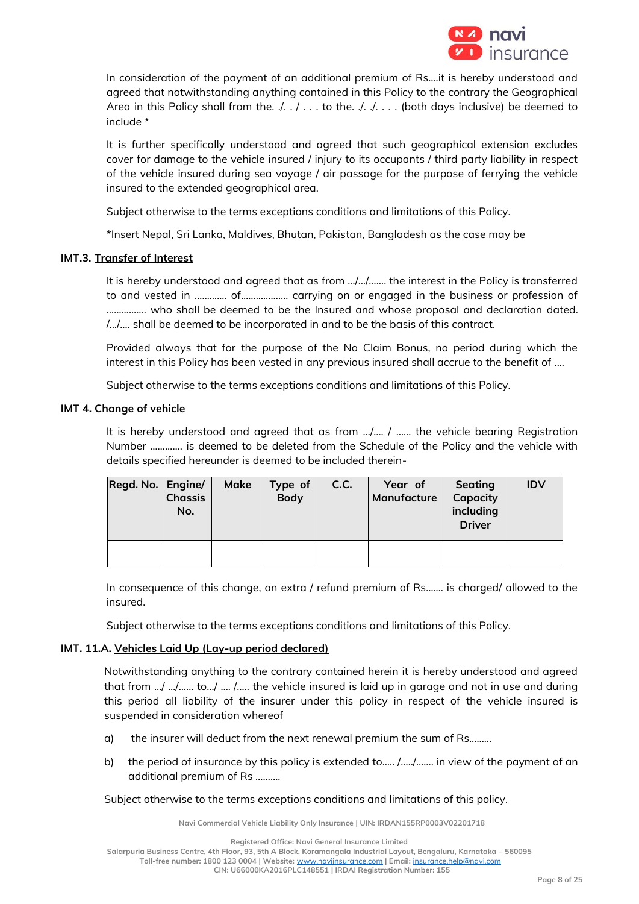In consideration of the payment of an additional premium of Rs....it is hereby understood and agreed that notwithstanding anything contained in this Policy to the contrary the Geographical Area in this Policy shall from the. ./. . / . . . to the. ./. ./. . . . (both days inclusive) be deemed to include *

It is further specifically understood and agreed that such geographical extension excludes cover for damage to the vehicle insured / injury to its occupants / third party liability in respect of the vehicle insured during sea voyage / air passage for the purpose of ferrying the vehicle insured to the extended geographical area.

Subject otherwise to the terms exceptions conditions and limitations of this Policy.

*Insert Nepal, Sri Lanka, Maldives, Bhutan, Pakistan, Bangladesh as the case may be

**IMT.3. Transfer of Interest**

It is hereby understood and agreed that as from .../.../....... the interest in the Policy is transferred to and vested in ............ of.................. carrying on or engaged in the business or profession of ................ who shall be deemed to be the Insured and whose proposal and declaration dated. /.../.... shall be deemed to be incorporated in and to be the basis of this contract.

Provided always that for the purpose of the No Claim Bonus, no period during which the interest in this Policy has been vested in any previous insured shall accrue to the benefit of ....

Subject otherwise to the terms exceptions conditions and limitations of this Policy.

**IMT 4. Change of vehicle**

It is hereby understood and agreed that as from .../.... / ...... the vehicle bearing Registration Number ............ is deemed to be deleted from the Schedule of the Policy and the vehicle with details specified hereunder is deemed to be included therein-

| Regd. No. | Engine/ Chassis No. | Make | Type of Body | C.C. | Year of Manufacture | Seating Capacity including Driver | IDV |
|---|---|---|---|---|---|---|---|
| | | | | | | | |

In consequence of this change, an extra / refund premium of Rs....... is charged/ allowed to the insured.

Subject otherwise to the terms exceptions conditions and limitations of this Policy.

**IMT. 11.A. Vehicles Laid Up (Lay-up period declared)**

Notwithstanding anything to the contrary contained herein it is hereby understood and agreed that from .../ .../...... to.../ .... /..... the vehicle insured is laid up in garage and not in use and during this period all liability of the insurer under this policy in respect of the vehicle insured is suspended in consideration whereof

a) the insurer will deduct from the next renewal premium the sum of Rs.........

b) the period of insurance by this policy is extended to..... /...../....... in view of the payment of an additional premium of Rs ..........

Subject otherwise to the terms exceptions conditions and limitations of this policy.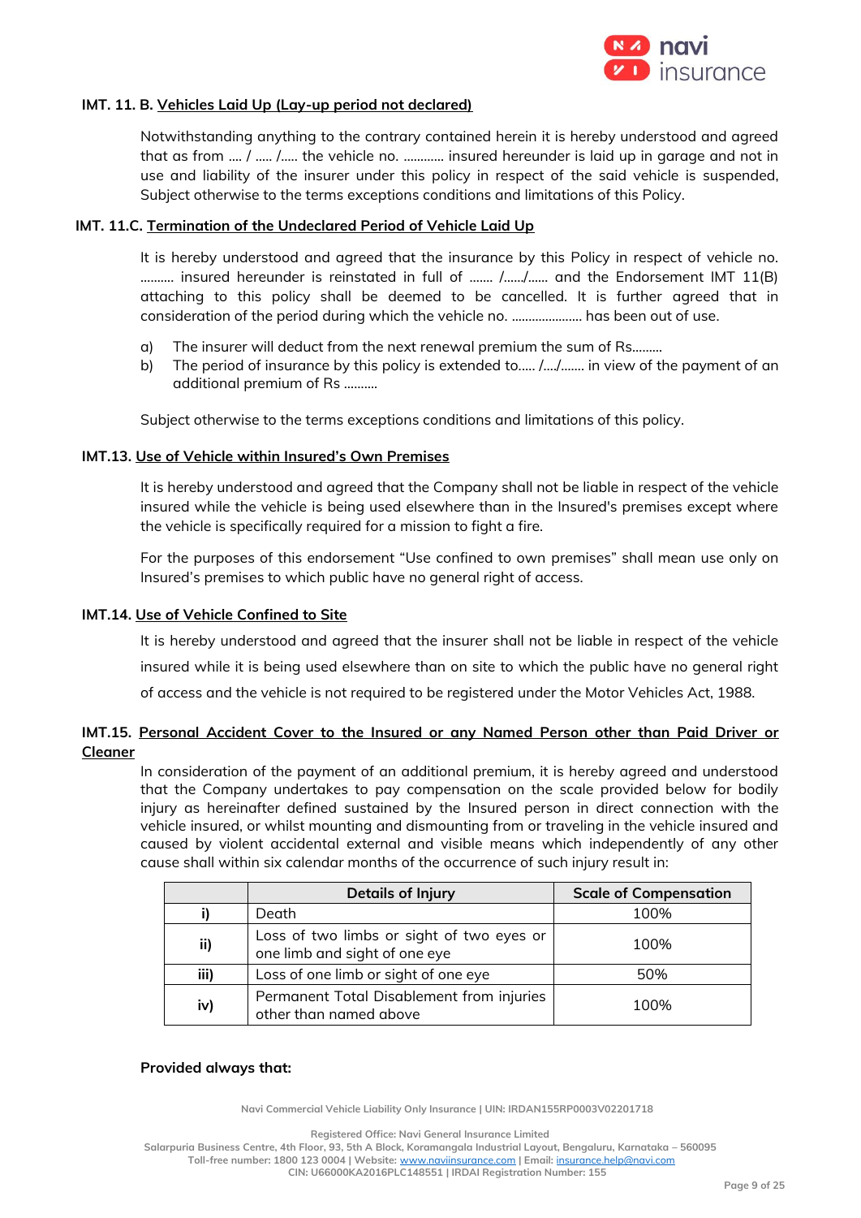**IMT. 11. B. Vehicles Laid Up (Lay-up period not declared)**

Notwithstanding anything to the contrary contained herein it is hereby understood and agreed that as from .... / ..... /..... the vehicle no. ............ insured hereunder is laid up in garage and not in use and liability of the insurer under this policy in respect of the said vehicle is suspended, Subject otherwise to the terms exceptions conditions and limitations of this Policy.

**IMT. 11.C. Termination of the Undeclared Period of Vehicle Laid Up**

It is hereby understood and agreed that the insurance by this Policy in respect of vehicle no. .......... insured hereunder is reinstated in full of ....... /....../...... and the Endorsement IMT 11(B) attaching to this policy shall be deemed to be cancelled. It is further agreed that in consideration of the period during which the vehicle no. ..................... has been out of use.

a) The insurer will deduct from the next renewal premium the sum of Rs.........
b) The period of insurance by this policy is extended to..... /..../....... in view of the payment of an additional premium of Rs ..........

Subject otherwise to the terms exceptions conditions and limitations of this policy.

**IMT.13. Use of Vehicle within Insured's Own Premises**

It is hereby understood and agreed that the Company shall not be liable in respect of the vehicle insured while the vehicle is being used elsewhere than in the Insured's premises except where the vehicle is specifically required for a mission to fight a fire.

For the purposes of this endorsement "Use confined to own premises" shall mean use only on Insured's premises to which public have no general right of access.

**IMT.14. Use of Vehicle Confined to Site**

It is hereby understood and agreed that the insurer shall not be liable in respect of the vehicle insured while it is being used elsewhere than on site to which the public have no general right of access and the vehicle is not required to be registered under the Motor Vehicles Act, 1988.

**IMT.15. Personal Accident Cover to the Insured or any Named Person other than Paid Driver or Cleaner**

In consideration of the payment of an additional premium, it is hereby agreed and understood that the Company undertakes to pay compensation on the scale provided below for bodily injury as hereinafter defined sustained by the Insured person in direct connection with the vehicle insured, or whilst mounting and dismounting from or traveling in the vehicle insured and caused by violent accidental external and visible means which independently of any other cause shall within six calendar months of the occurrence of such injury result in:

| | Details of Injury | Scale of Compensation |
|---|---|---|
| i) | Death | 100% |
| ii) | Loss of two limbs or sight of two eyes or one limb and sight of one eye | 100% |
| iii) | Loss of one limb or sight of one eye | 50% |
| iv) | Permanent Total Disablement from injuries other than named above | 100% |

**Provided always that:**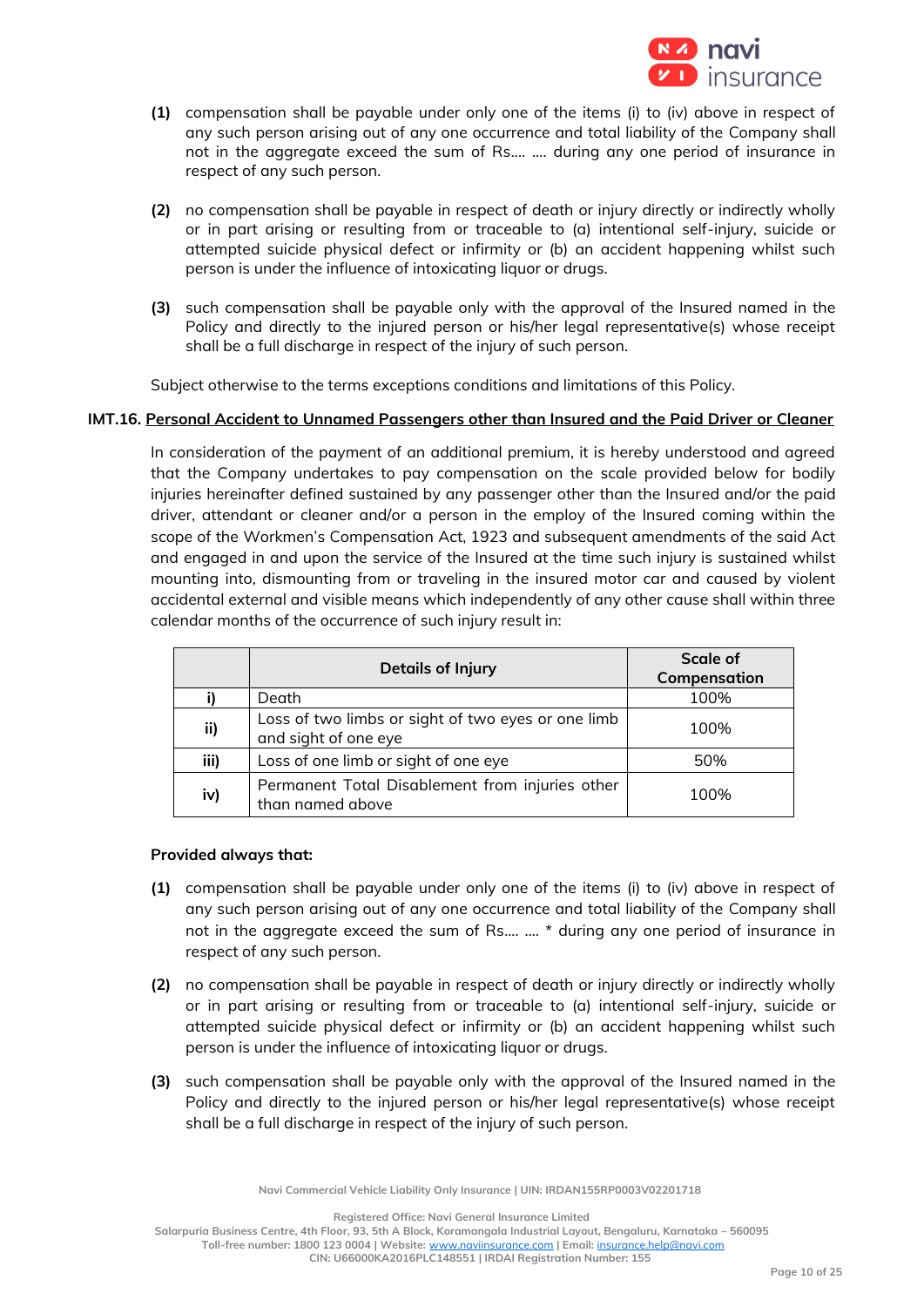**(1)** compensation shall be payable under only one of the items (i) to (iv) above in respect of any such person arising out of any one occurrence and total liability of the Company shall not in the aggregate exceed the sum of Rs.... .... during any one period of insurance in respect of any such person.

**(2)** no compensation shall be payable in respect of death or injury directly or indirectly wholly or in part arising or resulting from or traceable to (a) intentional self-injury, suicide or attempted suicide physical defect or infirmity or (b) an accident happening whilst such person is under the influence of intoxicating liquor or drugs.

**(3)** such compensation shall be payable only with the approval of the Insured named in the Policy and directly to the injured person or his/her legal representative(s) whose receipt shall be a full discharge in respect of the injury of such person.

Subject otherwise to the terms exceptions conditions and limitations of this Policy.

**IMT.16. Personal Accident to Unnamed Passengers other than Insured and the Paid Driver or Cleaner**

In consideration of the payment of an additional premium, it is hereby understood and agreed that the Company undertakes to pay compensation on the scale provided below for bodily injuries hereinafter defined sustained by any passenger other than the Insured and/or the paid driver, attendant or cleaner and/or a person in the employ of the Insured coming within the scope of the Workmen's Compensation Act, 1923 and subsequent amendments of the said Act and engaged in and upon the service of the Insured at the time such injury is sustained whilst mounting into, dismounting from or traveling in the insured motor car and caused by violent accidental external and visible means which independently of any other cause shall within three calendar months of the occurrence of such injury result in:

| | Details of Injury | Scale of Compensation |
|---|---|---|
| i) | Death | 100% |
| ii) | Loss of two limbs or sight of two eyes or one limb and sight of one eye | 100% |
| iii) | Loss of one limb or sight of one eye | 50% |
| iv) | Permanent Total Disablement from injuries other than named above | 100% |

**Provided always that:**

**(1)** compensation shall be payable under only one of the items (i) to (iv) above in respect of any such person arising out of any one occurrence and total liability of the Company shall not in the aggregate exceed the sum of Rs.... .... * during any one period of insurance in respect of any such person.

**(2)** no compensation shall be payable in respect of death or injury directly or indirectly wholly or in part arising or resulting from or traceable to (a) intentional self-injury, suicide or attempted suicide physical defect or infirmity or (b) an accident happening whilst such person is under the influence of intoxicating liquor or drugs.

**(3)** such compensation shall be payable only with the approval of the Insured named in the Policy and directly to the injured person or his/her legal representative(s) whose receipt shall be a full discharge in respect of the injury of such person.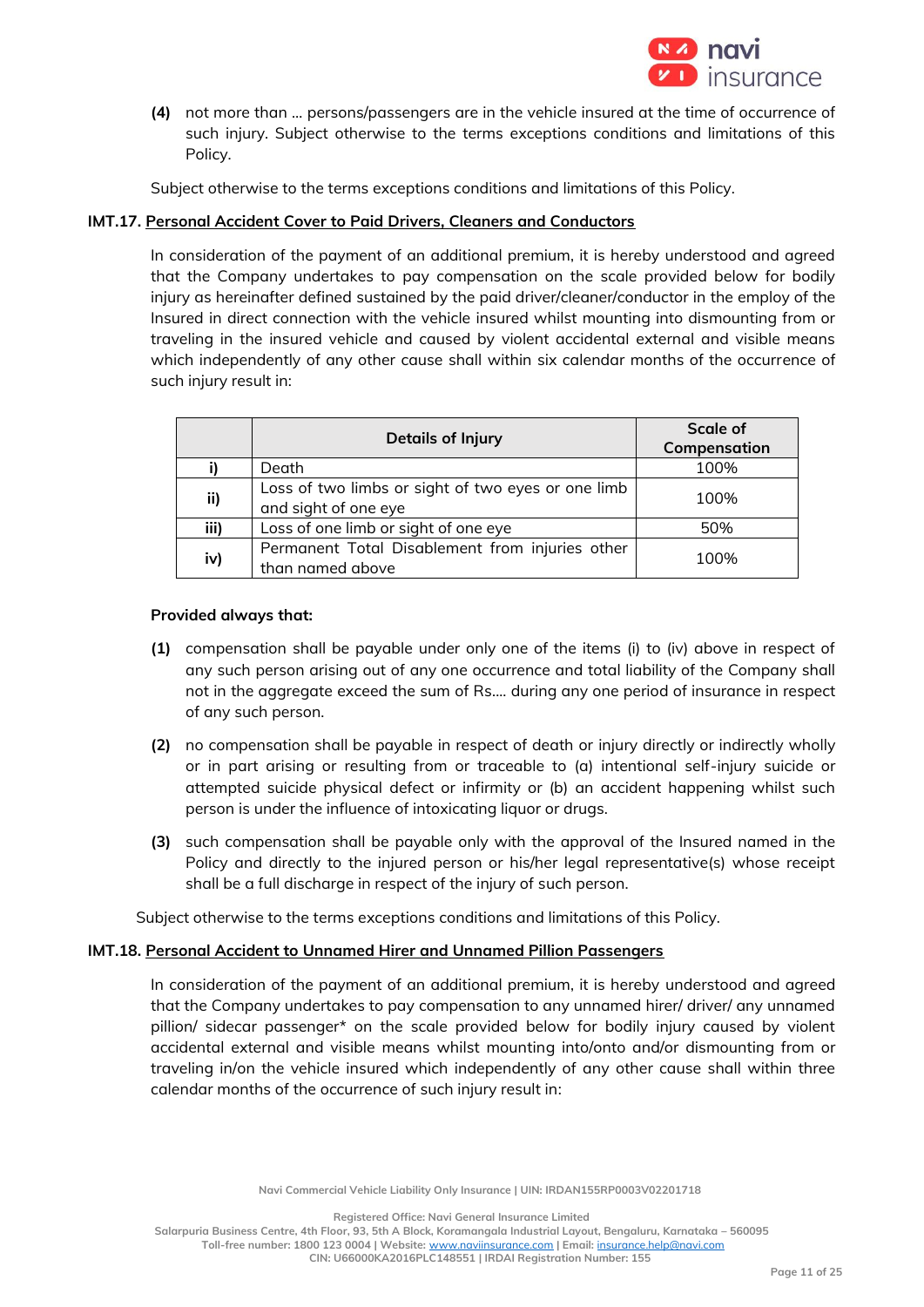**(4)** not more than … persons/passengers are in the vehicle insured at the time of occurrence of such injury. Subject otherwise to the terms exceptions conditions and limitations of this Policy.

Subject otherwise to the terms exceptions conditions and limitations of this Policy.

**IMT.17. Personal Accident Cover to Paid Drivers, Cleaners and Conductors**

In consideration of the payment of an additional premium, it is hereby understood and agreed that the Company undertakes to pay compensation on the scale provided below for bodily injury as hereinafter defined sustained by the paid driver/cleaner/conductor in the employ of the Insured in direct connection with the vehicle insured whilst mounting into dismounting from or traveling in the insured vehicle and caused by violent accidental external and visible means which independently of any other cause shall within six calendar months of the occurrence of such injury result in:

| | Details of Injury | Scale of Compensation |
|---|---|---|
| i) | Death | 100% |
| ii) | Loss of two limbs or sight of two eyes or one limb and sight of one eye | 100% |
| iii) | Loss of one limb or sight of one eye | 50% |
| iv) | Permanent Total Disablement from injuries other than named above | 100% |

**Provided always that:**

**(1)** compensation shall be payable under only one of the items (i) to (iv) above in respect of any such person arising out of any one occurrence and total liability of the Company shall not in the aggregate exceed the sum of Rs.... during any one period of insurance in respect of any such person.

**(2)** no compensation shall be payable in respect of death or injury directly or indirectly wholly or in part arising or resulting from or traceable to (a) intentional self-injury suicide or attempted suicide physical defect or infirmity or (b) an accident happening whilst such person is under the influence of intoxicating liquor or drugs.

**(3)** such compensation shall be payable only with the approval of the Insured named in the Policy and directly to the injured person or his/her legal representative(s) whose receipt shall be a full discharge in respect of the injury of such person.

Subject otherwise to the terms exceptions conditions and limitations of this Policy.

**IMT.18. Personal Accident to Unnamed Hirer and Unnamed Pillion Passengers**

In consideration of the payment of an additional premium, it is hereby understood and agreed that the Company undertakes to pay compensation to any unnamed hirer/ driver/ any unnamed pillion/ sidecar passenger* on the scale provided below for bodily injury caused by violent accidental external and visible means whilst mounting into/onto and/or dismounting from or traveling in/on the vehicle insured which independently of any other cause shall within three calendar months of the occurrence of such injury result in: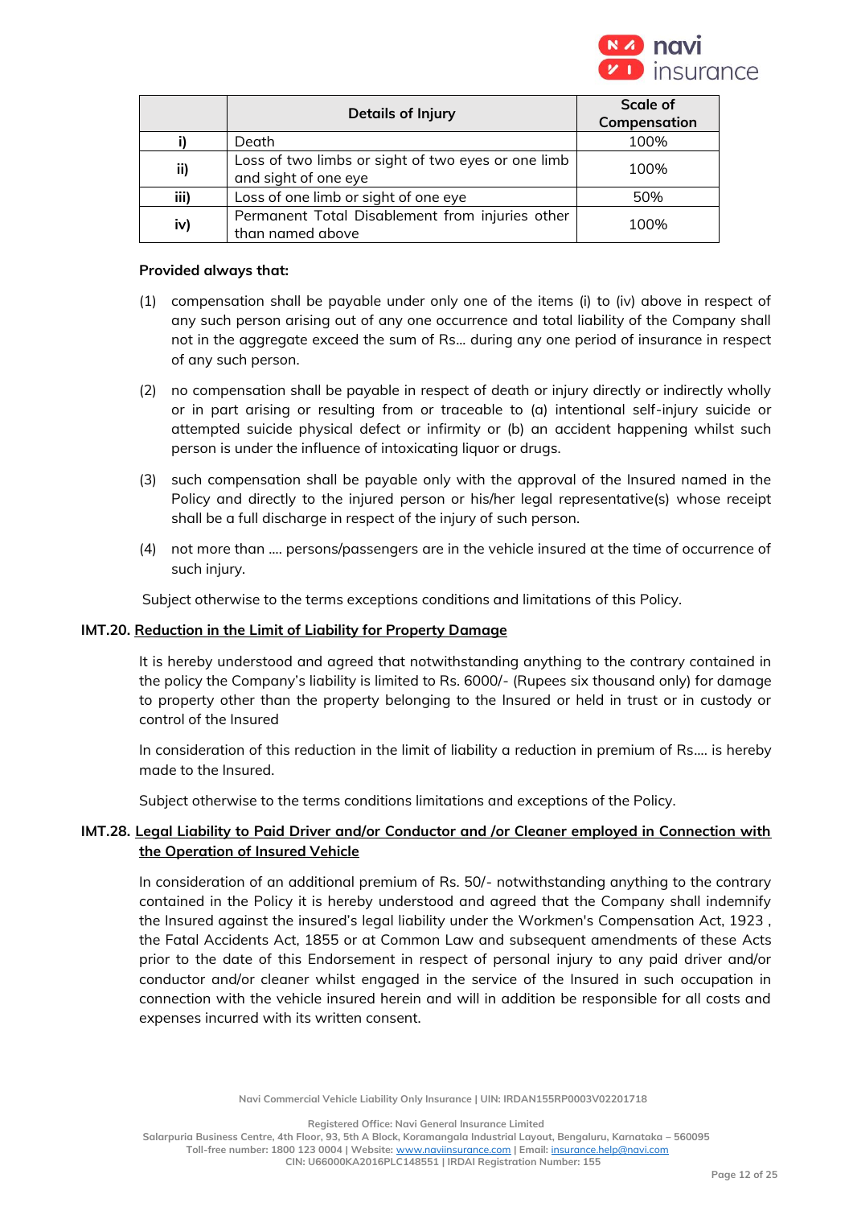|  | Details of Injury | Scale of Compensation |
|---|---|---|
| i) | Death | 100% |
| ii) | Loss of two limbs or sight of two eyes or one limb and sight of one eye | 100% |
| iii) | Loss of one limb or sight of one eye | 50% |
| iv) | Permanent Total Disablement from injuries other than named above | 100% |

**Provided always that:**

(1) compensation shall be payable under only one of the items (i) to (iv) above in respect of any such person arising out of any one occurrence and total liability of the Company shall not in the aggregate exceed the sum of Rs... during any one period of insurance in respect of any such person.

(2) no compensation shall be payable in respect of death or injury directly or indirectly wholly or in part arising or resulting from or traceable to (a) intentional self-injury suicide or attempted suicide physical defect or infirmity or (b) an accident happening whilst such person is under the influence of intoxicating liquor or drugs.

(3) such compensation shall be payable only with the approval of the Insured named in the Policy and directly to the injured person or his/her legal representative(s) whose receipt shall be a full discharge in respect of the injury of such person.

(4) not more than .... persons/passengers are in the vehicle insured at the time of occurrence of such injury.

Subject otherwise to the terms exceptions conditions and limitations of this Policy.

**IMT.20. Reduction in the Limit of Liability for Property Damage**

It is hereby understood and agreed that notwithstanding anything to the contrary contained in the policy the Company's liability is limited to Rs. 6000/- (Rupees six thousand only) for damage to property other than the property belonging to the Insured or held in trust or in custody or control of the Insured

In consideration of this reduction in the limit of liability a reduction in premium of Rs.... is hereby made to the Insured.

Subject otherwise to the terms conditions limitations and exceptions of the Policy.

**IMT.28. Legal Liability to Paid Driver and/or Conductor and /or Cleaner employed in Connection with the Operation of Insured Vehicle**

In consideration of an additional premium of Rs. 50/- notwithstanding anything to the contrary contained in the Policy it is hereby understood and agreed that the Company shall indemnify the Insured against the insured's legal liability under the Workmen's Compensation Act, 1923 , the Fatal Accidents Act, 1855 or at Common Law and subsequent amendments of these Acts prior to the date of this Endorsement in respect of personal injury to any paid driver and/or conductor and/or cleaner whilst engaged in the service of the Insured in such occupation in connection with the vehicle insured herein and will in addition be responsible for all costs and expenses incurred with its written consent.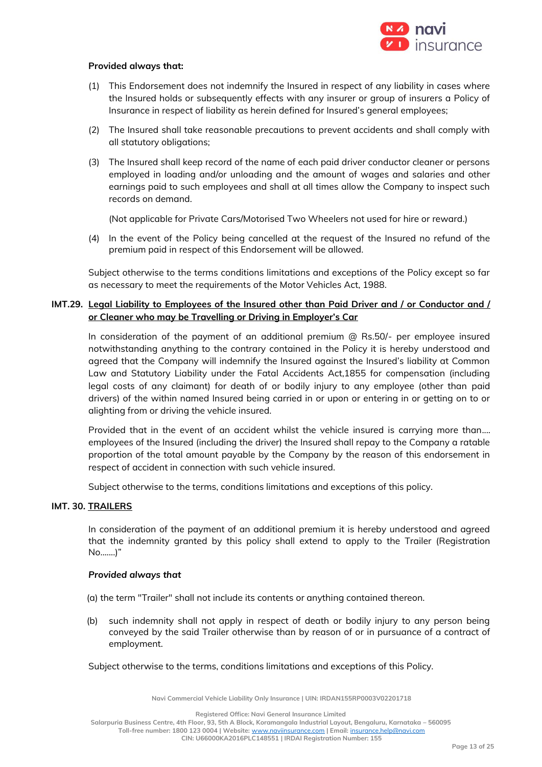**Provided always that:**

(1) This Endorsement does not indemnify the Insured in respect of any liability in cases where the Insured holds or subsequently effects with any insurer or group of insurers a Policy of Insurance in respect of liability as herein defined for Insured's general employees;

(2) The Insured shall take reasonable precautions to prevent accidents and shall comply with all statutory obligations;

(3) The Insured shall keep record of the name of each paid driver conductor cleaner or persons employed in loading and/or unloading and the amount of wages and salaries and other earnings paid to such employees and shall at all times allow the Company to inspect such records on demand.

(Not applicable for Private Cars/Motorised Two Wheelers not used for hire or reward.)

(4) In the event of the Policy being cancelled at the request of the Insured no refund of the premium paid in respect of this Endorsement will be allowed.

Subject otherwise to the terms conditions limitations and exceptions of the Policy except so far as necessary to meet the requirements of the Motor Vehicles Act, 1988.

**IMT.29. Legal Liability to Employees of the Insured other than Paid Driver and / or Conductor and / or Cleaner who may be Travelling or Driving in Employer's Car**

In consideration of the payment of an additional premium @ Rs.50/- per employee insured notwithstanding anything to the contrary contained in the Policy it is hereby understood and agreed that the Company will indemnify the Insured against the Insured's liability at Common Law and Statutory Liability under the Fatal Accidents Act,1855 for compensation (including legal costs of any claimant) for death of or bodily injury to any employee (other than paid drivers) of the within named Insured being carried in or upon or entering in or getting on to or alighting from or driving the vehicle insured.

Provided that in the event of an accident whilst the vehicle insured is carrying more than.... employees of the Insured (including the driver) the Insured shall repay to the Company a ratable proportion of the total amount payable by the Company by the reason of this endorsement in respect of accident in connection with such vehicle insured.

Subject otherwise to the terms, conditions limitations and exceptions of this policy.

**IMT. 30. TRAILERS**

In consideration of the payment of an additional premium it is hereby understood and agreed that the indemnity granted by this policy shall extend to apply to the Trailer (Registration No.......)"

***Provided always that***

(a) the term "Trailer" shall not include its contents or anything contained thereon.

(b) such indemnity shall not apply in respect of death or bodily injury to any person being conveyed by the said Trailer otherwise than by reason of or in pursuance of a contract of employment.

Subject otherwise to the terms, conditions limitations and exceptions of this Policy.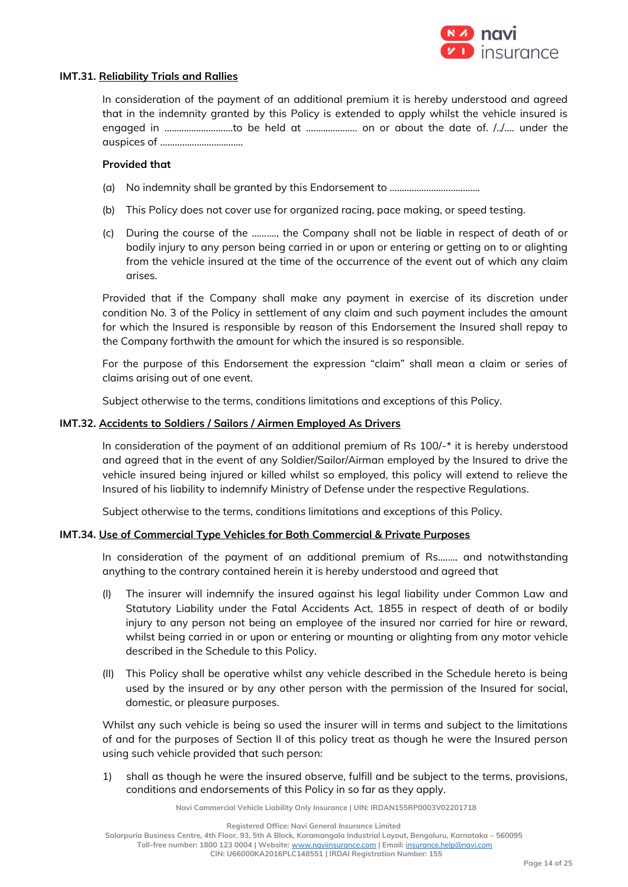**IMT.31. Reliability Trials and Rallies**

In consideration of the payment of an additional premium it is hereby understood and agreed that in the indemnity granted by this Policy is extended to apply whilst the vehicle insured is engaged in ..........................to be held at ..................... on or about the date of. /../.... under the auspices of ..................................

**Provided that**

(a) No indemnity shall be granted by this Endorsement to .....................................

(b) This Policy does not cover use for organized racing, pace making, or speed testing.

(c) During the course of the .........., the Company shall not be liable in respect of death of or bodily injury to any person being carried in or upon or entering or getting on to or alighting from the vehicle insured at the time of the occurrence of the event out of which any claim arises.

Provided that if the Company shall make any payment in exercise of its discretion under condition No. 3 of the Policy in settlement of any claim and such payment includes the amount for which the Insured is responsible by reason of this Endorsement the Insured shall repay to the Company forthwith the amount for which the insured is so responsible.

For the purpose of this Endorsement the expression "claim" shall mean a claim or series of claims arising out of one event.

Subject otherwise to the terms, conditions limitations and exceptions of this Policy.

**IMT.32. Accidents to Soldiers / Sailors / Airmen Employed As Drivers**

In consideration of the payment of an additional premium of Rs 100/-* it is hereby understood and agreed that in the event of any Soldier/Sailor/Airman employed by the Insured to drive the vehicle insured being injured or killed whilst so employed, this policy will extend to relieve the Insured of his liability to indemnify Ministry of Defense under the respective Regulations.

Subject otherwise to the terms, conditions limitations and exceptions of this Policy.

**IMT.34. Use of Commercial Type Vehicles for Both Commercial & Private Purposes**

In consideration of the payment of an additional premium of Rs........ and notwithstanding anything to the contrary contained herein it is hereby understood and agreed that

(I) The insurer will indemnify the insured against his legal liability under Common Law and Statutory Liability under the Fatal Accidents Act, 1855 in respect of death of or bodily injury to any person not being an employee of the insured nor carried for hire or reward, whilst being carried in or upon or entering or mounting or alighting from any motor vehicle described in the Schedule to this Policy.

(II) This Policy shall be operative whilst any vehicle described in the Schedule hereto is being used by the insured or by any other person with the permission of the Insured for social, domestic, or pleasure purposes.

Whilst any such vehicle is being so used the insurer will in terms and subject to the limitations of and for the purposes of Section II of this policy treat as though he were the Insured person using such vehicle provided that such person:

1) shall as though he were the insured observe, fulfill and be subject to the terms, provisions, conditions and endorsements of this Policy in so far as they apply.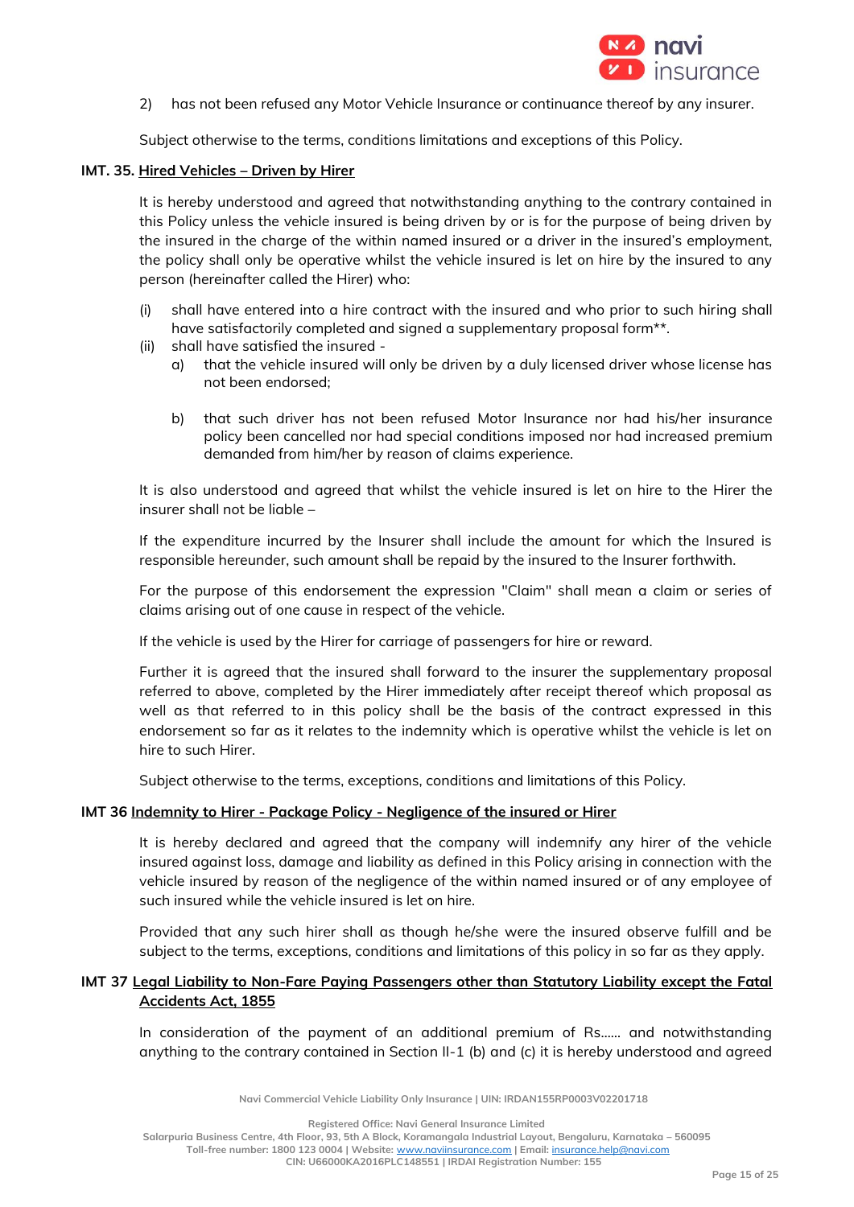2) has not been refused any Motor Vehicle Insurance or continuance thereof by any insurer.

Subject otherwise to the terms, conditions limitations and exceptions of this Policy.

**IMT. 35. <u>Hired Vehicles – Driven by Hirer</u>**

It is hereby understood and agreed that notwithstanding anything to the contrary contained in this Policy unless the vehicle insured is being driven by or is for the purpose of being driven by the insured in the charge of the within named insured or a driver in the insured's employment, the policy shall only be operative whilst the vehicle insured is let on hire by the insured to any person (hereinafter called the Hirer) who:

(i) shall have entered into a hire contract with the insured and who prior to such hiring shall have satisfactorily completed and signed a supplementary proposal form**.

(ii) shall have satisfied the insured -

  a) that the vehicle insured will only be driven by a duly licensed driver whose license has not been endorsed;

  b) that such driver has not been refused Motor Insurance nor had his/her insurance policy been cancelled nor had special conditions imposed nor had increased premium demanded from him/her by reason of claims experience.

It is also understood and agreed that whilst the vehicle insured is let on hire to the Hirer the insurer shall not be liable –

If the expenditure incurred by the Insurer shall include the amount for which the Insured is responsible hereunder, such amount shall be repaid by the insured to the Insurer forthwith.

For the purpose of this endorsement the expression "Claim" shall mean a claim or series of claims arising out of one cause in respect of the vehicle.

If the vehicle is used by the Hirer for carriage of passengers for hire or reward.

Further it is agreed that the insured shall forward to the insurer the supplementary proposal referred to above, completed by the Hirer immediately after receipt thereof which proposal as well as that referred to in this policy shall be the basis of the contract expressed in this endorsement so far as it relates to the indemnity which is operative whilst the vehicle is let on hire to such Hirer.

Subject otherwise to the terms, exceptions, conditions and limitations of this Policy.

**IMT 36 <u>Indemnity to Hirer - Package Policy - Negligence of the insured or Hirer</u>**

It is hereby declared and agreed that the company will indemnify any hirer of the vehicle insured against loss, damage and liability as defined in this Policy arising in connection with the vehicle insured by reason of the negligence of the within named insured or of any employee of such insured while the vehicle insured is let on hire.

Provided that any such hirer shall as though he/she were the insured observe fulfill and be subject to the terms, exceptions, conditions and limitations of this policy in so far as they apply.

**IMT 37 <u>Legal Liability to Non-Fare Paying Passengers other than Statutory Liability except the Fatal Accidents Act, 1855</u>**

In consideration of the payment of an additional premium of Rs...... and notwithstanding anything to the contrary contained in Section II-1 (b) and (c) it is hereby understood and agreed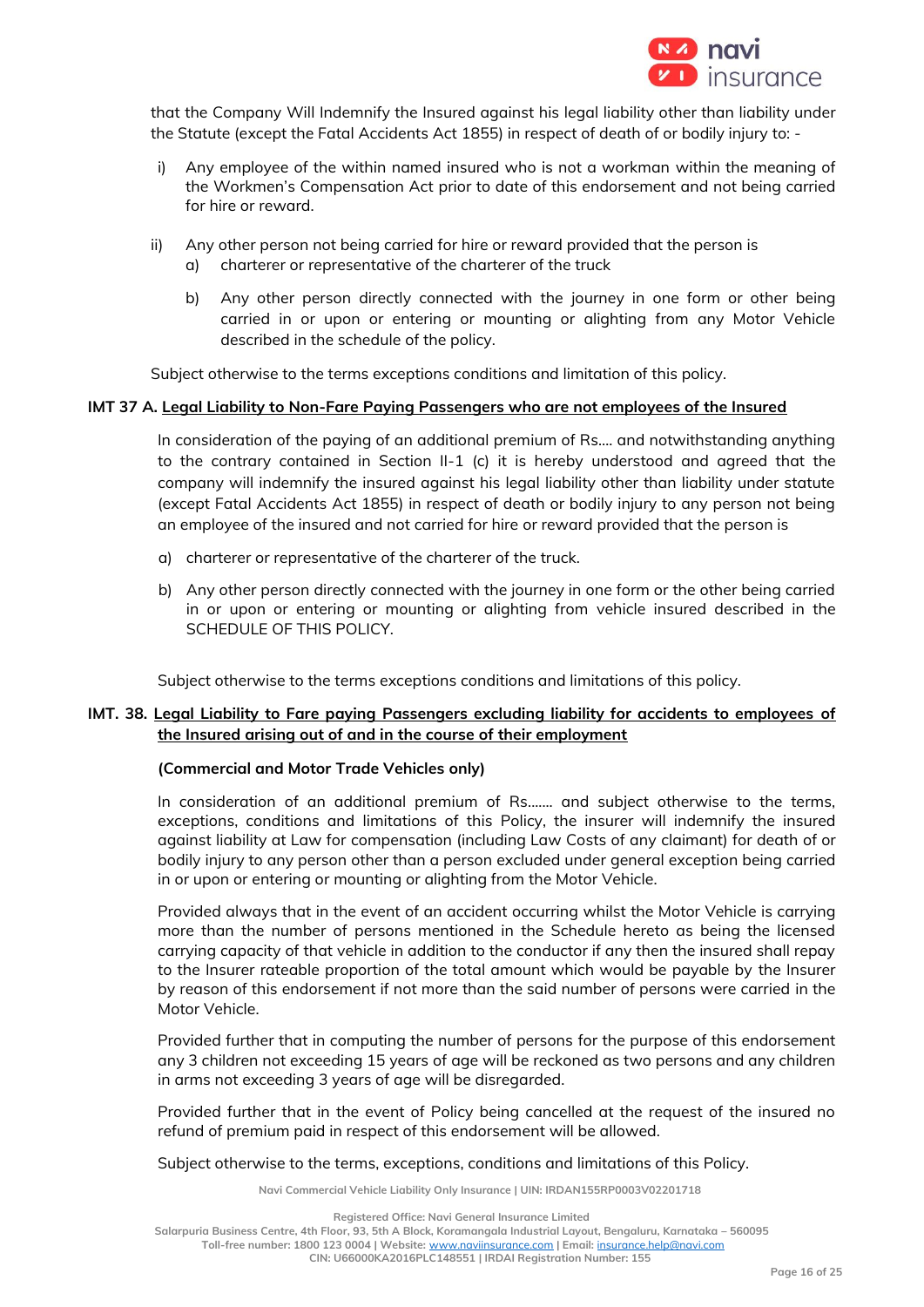that the Company Will Indemnify the Insured against his legal liability other than liability under the Statute (except the Fatal Accidents Act 1855) in respect of death of or bodily injury to: -

i) Any employee of the within named insured who is not a workman within the meaning of the Workmen's Compensation Act prior to date of this endorsement and not being carried for hire or reward.

ii) Any other person not being carried for hire or reward provided that the person is
   a) charterer or representative of the charterer of the truck
   b) Any other person directly connected with the journey in one form or other being carried in or upon or entering or mounting or alighting from any Motor Vehicle described in the schedule of the policy.

Subject otherwise to the terms exceptions conditions and limitation of this policy.

**IMT 37 A. Legal Liability to Non-Fare Paying Passengers who are not employees of the Insured**

In consideration of the paying of an additional premium of Rs.... and notwithstanding anything to the contrary contained in Section II-1 (c) it is hereby understood and agreed that the company will indemnify the insured against his legal liability other than liability under statute (except Fatal Accidents Act 1855) in respect of death or bodily injury to any person not being an employee of the insured and not carried for hire or reward provided that the person is

a) charterer or representative of the charterer of the truck.

b) Any other person directly connected with the journey in one form or the other being carried in or upon or entering or mounting or alighting from vehicle insured described in the SCHEDULE OF THIS POLICY.

Subject otherwise to the terms exceptions conditions and limitations of this policy.

**IMT. 38. Legal Liability to Fare paying Passengers excluding liability for accidents to employees of the Insured arising out of and in the course of their employment**

**(Commercial and Motor Trade Vehicles only)**

In consideration of an additional premium of Rs....... and subject otherwise to the terms, exceptions, conditions and limitations of this Policy, the insurer will indemnify the insured against liability at Law for compensation (including Law Costs of any claimant) for death of or bodily injury to any person other than a person excluded under general exception being carried in or upon or entering or mounting or alighting from the Motor Vehicle.

Provided always that in the event of an accident occurring whilst the Motor Vehicle is carrying more than the number of persons mentioned in the Schedule hereto as being the licensed carrying capacity of that vehicle in addition to the conductor if any then the insured shall repay to the Insurer rateable proportion of the total amount which would be payable by the Insurer by reason of this endorsement if not more than the said number of persons were carried in the Motor Vehicle.

Provided further that in computing the number of persons for the purpose of this endorsement any 3 children not exceeding 15 years of age will be reckoned as two persons and any children in arms not exceeding 3 years of age will be disregarded.

Provided further that in the event of Policy being cancelled at the request of the insured no refund of premium paid in respect of this endorsement will be allowed.

Subject otherwise to the terms, exceptions, conditions and limitations of this Policy.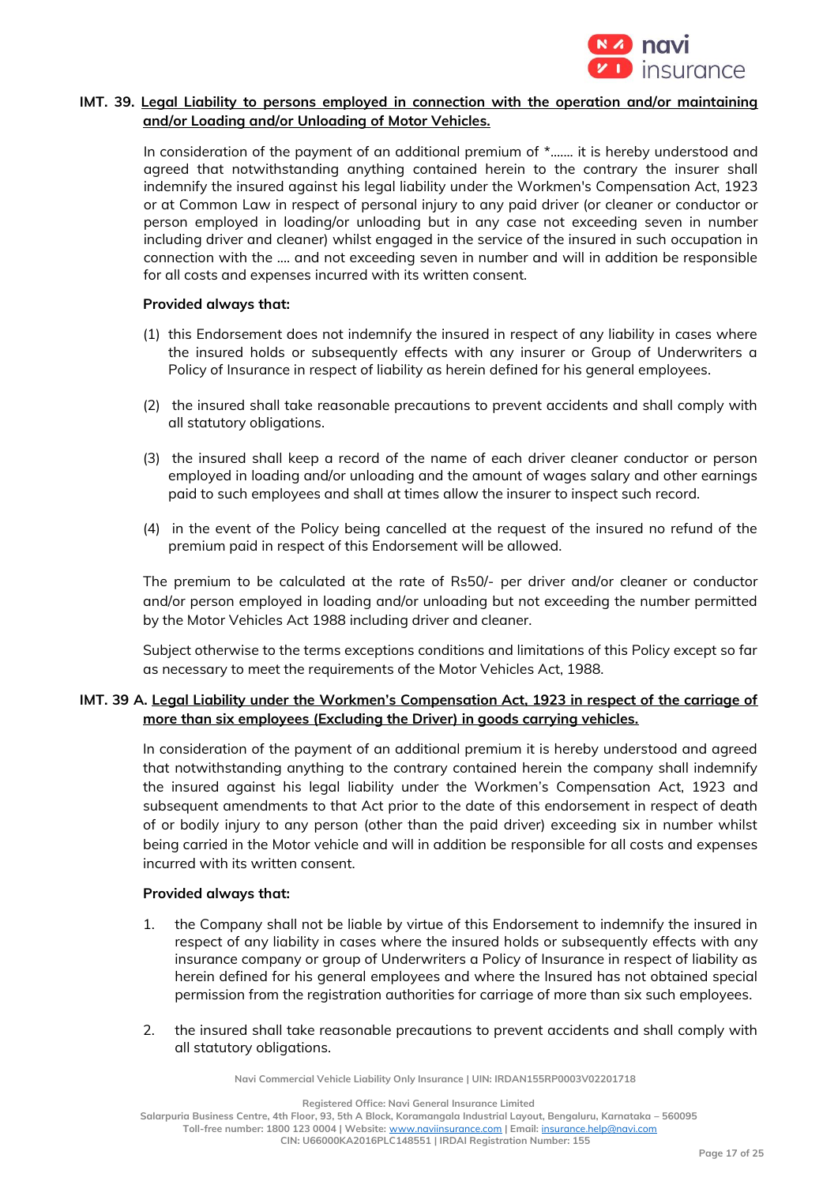## IMT. 39. Legal Liability to persons employed in connection with the operation and/or maintaining and/or Loading and/or Unloading of Motor Vehicles.

In consideration of the payment of an additional premium of *....... it is hereby understood and agreed that notwithstanding anything contained herein to the contrary the insurer shall indemnify the insured against his legal liability under the Workmen's Compensation Act, 1923 or at Common Law in respect of personal injury to any paid driver (or cleaner or conductor or person employed in loading/or unloading but in any case not exceeding seven in number including driver and cleaner) whilst engaged in the service of the insured in such occupation in connection with the .... and not exceeding seven in number and will in addition be responsible for all costs and expenses incurred with its written consent.

**Provided always that:**

(1) this Endorsement does not indemnify the insured in respect of any liability in cases where the insured holds or subsequently effects with any insurer or Group of Underwriters a Policy of Insurance in respect of liability as herein defined for his general employees.

(2) the insured shall take reasonable precautions to prevent accidents and shall comply with all statutory obligations.

(3) the insured shall keep a record of the name of each driver cleaner conductor or person employed in loading and/or unloading and the amount of wages salary and other earnings paid to such employees and shall at times allow the insurer to inspect such record.

(4) in the event of the Policy being cancelled at the request of the insured no refund of the premium paid in respect of this Endorsement will be allowed.

The premium to be calculated at the rate of Rs50/- per driver and/or cleaner or conductor and/or person employed in loading and/or unloading but not exceeding the number permitted by the Motor Vehicles Act 1988 including driver and cleaner.

Subject otherwise to the terms exceptions conditions and limitations of this Policy except so far as necessary to meet the requirements of the Motor Vehicles Act, 1988.

## IMT. 39 A. Legal Liability under the Workmen's Compensation Act, 1923 in respect of the carriage of more than six employees (Excluding the Driver) in goods carrying vehicles.

In consideration of the payment of an additional premium it is hereby understood and agreed that notwithstanding anything to the contrary contained herein the company shall indemnify the insured against his legal liability under the Workmen's Compensation Act, 1923 and subsequent amendments to that Act prior to the date of this endorsement in respect of death of or bodily injury to any person (other than the paid driver) exceeding six in number whilst being carried in the Motor vehicle and will in addition be responsible for all costs and expenses incurred with its written consent.

**Provided always that:**

1. the Company shall not be liable by virtue of this Endorsement to indemnify the insured in respect of any liability in cases where the insured holds or subsequently effects with any insurance company or group of Underwriters a Policy of Insurance in respect of liability as herein defined for his general employees and where the Insured has not obtained special permission from the registration authorities for carriage of more than six such employees.

2. the insured shall take reasonable precautions to prevent accidents and shall comply with all statutory obligations.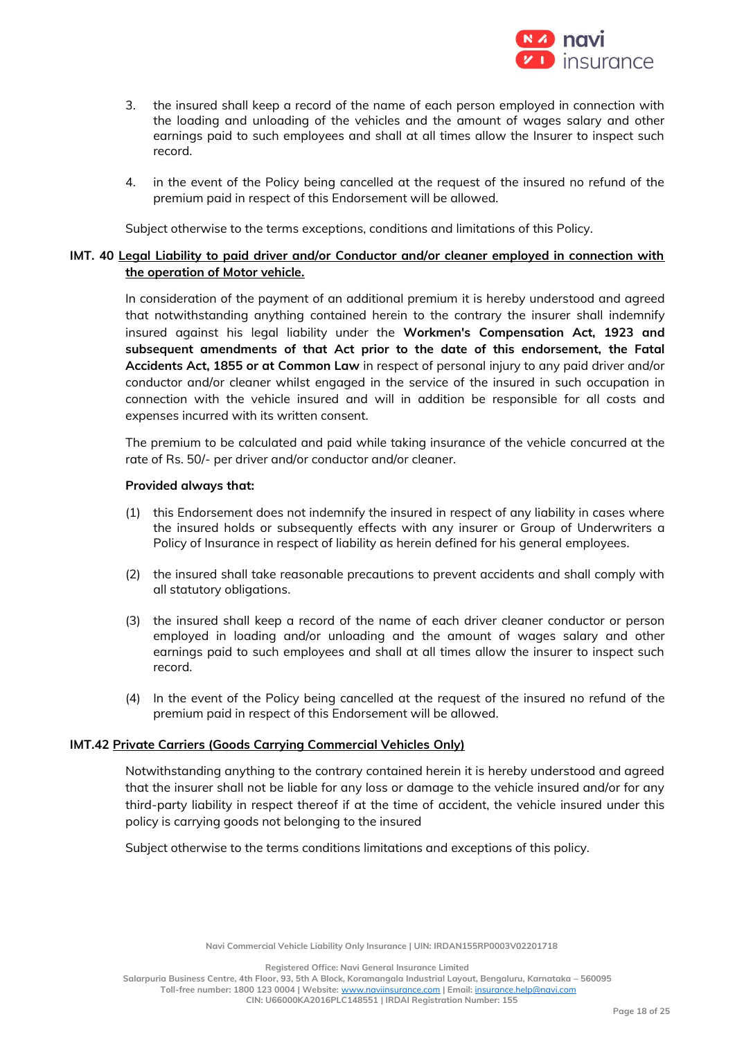3. the insured shall keep a record of the name of each person employed in connection with the loading and unloading of the vehicles and the amount of wages salary and other earnings paid to such employees and shall at all times allow the Insurer to inspect such record.

4. in the event of the Policy being cancelled at the request of the insured no refund of the premium paid in respect of this Endorsement will be allowed.

Subject otherwise to the terms exceptions, conditions and limitations of this Policy.

**IMT. 40 Legal Liability to paid driver and/or Conductor and/or cleaner employed in connection with the operation of Motor vehicle.**

In consideration of the payment of an additional premium it is hereby understood and agreed that notwithstanding anything contained herein to the contrary the insurer shall indemnify insured against his legal liability under the **Workmen's Compensation Act, 1923 and subsequent amendments of that Act prior to the date of this endorsement, the Fatal Accidents Act, 1855 or at Common Law** in respect of personal injury to any paid driver and/or conductor and/or cleaner whilst engaged in the service of the insured in such occupation in connection with the vehicle insured and will in addition be responsible for all costs and expenses incurred with its written consent.

The premium to be calculated and paid while taking insurance of the vehicle concurred at the rate of Rs. 50/- per driver and/or conductor and/or cleaner.

**Provided always that:**

(1) this Endorsement does not indemnify the insured in respect of any liability in cases where the insured holds or subsequently effects with any insurer or Group of Underwriters a Policy of Insurance in respect of liability as herein defined for his general employees.

(2) the insured shall take reasonable precautions to prevent accidents and shall comply with all statutory obligations.

(3) the insured shall keep a record of the name of each driver cleaner conductor or person employed in loading and/or unloading and the amount of wages salary and other earnings paid to such employees and shall at all times allow the insurer to inspect such record.

(4) In the event of the Policy being cancelled at the request of the insured no refund of the premium paid in respect of this Endorsement will be allowed.

**IMT.42 Private Carriers (Goods Carrying Commercial Vehicles Only)**

Notwithstanding anything to the contrary contained herein it is hereby understood and agreed that the insurer shall not be liable for any loss or damage to the vehicle insured and/or for any third-party liability in respect thereof if at the time of accident, the vehicle insured under this policy is carrying goods not belonging to the insured

Subject otherwise to the terms conditions limitations and exceptions of this policy.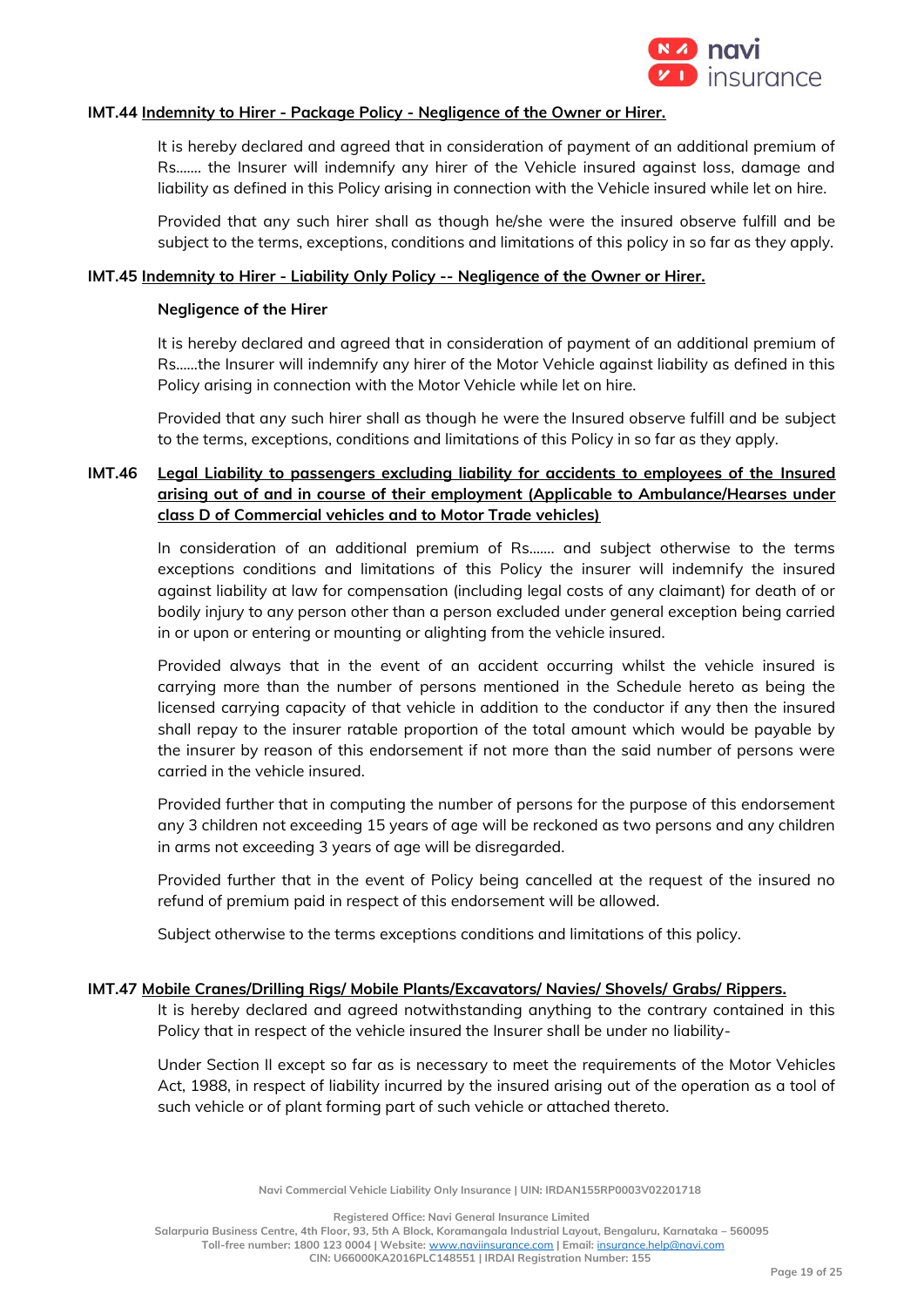### IMT.44 Indemnity to Hirer - Package Policy - Negligence of the Owner or Hirer.

It is hereby declared and agreed that in consideration of payment of an additional premium of Rs……. the Insurer will indemnify any hirer of the Vehicle insured against loss, damage and liability as defined in this Policy arising in connection with the Vehicle insured while let on hire.

Provided that any such hirer shall as though he/she were the insured observe fulfill and be subject to the terms, exceptions, conditions and limitations of this policy in so far as they apply.

### IMT.45 Indemnity to Hirer - Liability Only Policy -- Negligence of the Owner or Hirer.

**Negligence of the Hirer**

It is hereby declared and agreed that in consideration of payment of an additional premium of Rs……the Insurer will indemnify any hirer of the Motor Vehicle against liability as defined in this Policy arising in connection with the Motor Vehicle while let on hire.

Provided that any such hirer shall as though he were the Insured observe fulfill and be subject to the terms, exceptions, conditions and limitations of this Policy in so far as they apply.

### IMT.46 Legal Liability to passengers excluding liability for accidents to employees of the Insured arising out of and in course of their employment (Applicable to Ambulance/Hearses under class D of Commercial vehicles and to Motor Trade vehicles)

In consideration of an additional premium of Rs……. and subject otherwise to the terms exceptions conditions and limitations of this Policy the insurer will indemnify the insured against liability at law for compensation (including legal costs of any claimant) for death of or bodily injury to any person other than a person excluded under general exception being carried in or upon or entering or mounting or alighting from the vehicle insured.

Provided always that in the event of an accident occurring whilst the vehicle insured is carrying more than the number of persons mentioned in the Schedule hereto as being the licensed carrying capacity of that vehicle in addition to the conductor if any then the insured shall repay to the insurer ratable proportion of the total amount which would be payable by the insurer by reason of this endorsement if not more than the said number of persons were carried in the vehicle insured.

Provided further that in computing the number of persons for the purpose of this endorsement any 3 children not exceeding 15 years of age will be reckoned as two persons and any children in arms not exceeding 3 years of age will be disregarded.

Provided further that in the event of Policy being cancelled at the request of the insured no refund of premium paid in respect of this endorsement will be allowed.

Subject otherwise to the terms exceptions conditions and limitations of this policy.

### IMT.47 Mobile Cranes/Drilling Rigs/ Mobile Plants/Excavators/ Navies/ Shovels/ Grabs/ Rippers.

It is hereby declared and agreed notwithstanding anything to the contrary contained in this Policy that in respect of the vehicle insured the Insurer shall be under no liability-

Under Section II except so far as is necessary to meet the requirements of the Motor Vehicles Act, 1988, in respect of liability incurred by the insured arising out of the operation as a tool of such vehicle or of plant forming part of such vehicle or attached thereto.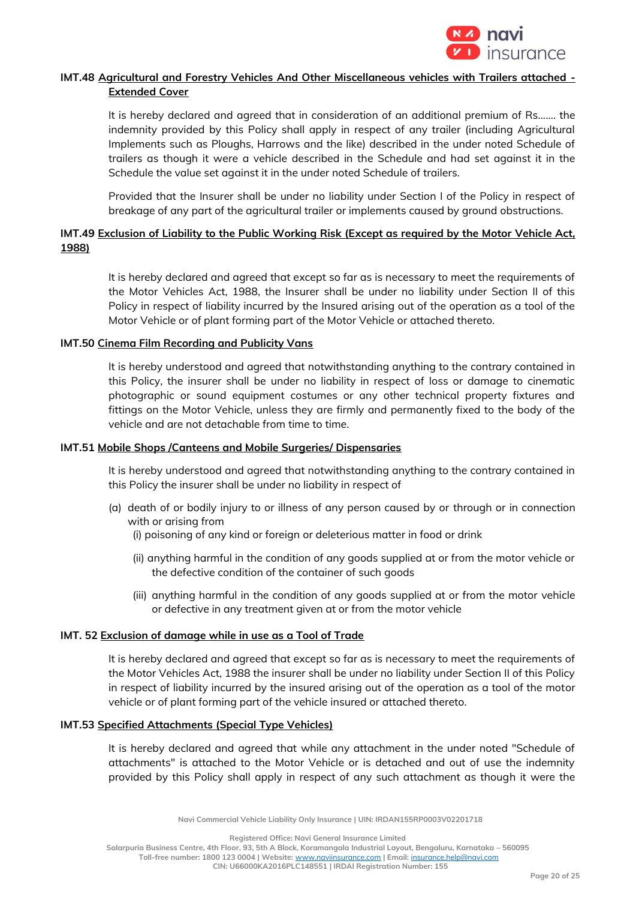**IMT.48 Agricultural and Forestry Vehicles And Other Miscellaneous vehicles with Trailers attached - Extended Cover**

It is hereby declared and agreed that in consideration of an additional premium of Rs....... the indemnity provided by this Policy shall apply in respect of any trailer (including Agricultural Implements such as Ploughs, Harrows and the like) described in the under noted Schedule of trailers as though it were a vehicle described in the Schedule and had set against it in the Schedule the value set against it in the under noted Schedule of trailers.

Provided that the Insurer shall be under no liability under Section I of the Policy in respect of breakage of any part of the agricultural trailer or implements caused by ground obstructions.

**IMT.49 Exclusion of Liability to the Public Working Risk (Except as required by the Motor Vehicle Act, 1988)**

It is hereby declared and agreed that except so far as is necessary to meet the requirements of the Motor Vehicles Act, 1988, the Insurer shall be under no liability under Section II of this Policy in respect of liability incurred by the Insured arising out of the operation as a tool of the Motor Vehicle or of plant forming part of the Motor Vehicle or attached thereto.

**IMT.50 Cinema Film Recording and Publicity Vans**

It is hereby understood and agreed that notwithstanding anything to the contrary contained in this Policy, the insurer shall be under no liability in respect of loss or damage to cinematic photographic or sound equipment costumes or any other technical property fixtures and fittings on the Motor Vehicle, unless they are firmly and permanently fixed to the body of the vehicle and are not detachable from time to time.

**IMT.51 Mobile Shops /Canteens and Mobile Surgeries/ Dispensaries**

It is hereby understood and agreed that notwithstanding anything to the contrary contained in this Policy the insurer shall be under no liability in respect of

(a) death of or bodily injury to or illness of any person caused by or through or in connection with or arising from

   (i) poisoning of any kind or foreign or deleterious matter in food or drink

   (ii) anything harmful in the condition of any goods supplied at or from the motor vehicle or the defective condition of the container of such goods

   (iii) anything harmful in the condition of any goods supplied at or from the motor vehicle or defective in any treatment given at or from the motor vehicle

**IMT. 52 Exclusion of damage while in use as a Tool of Trade**

It is hereby declared and agreed that except so far as is necessary to meet the requirements of the Motor Vehicles Act, 1988 the insurer shall be under no liability under Section II of this Policy in respect of liability incurred by the insured arising out of the operation as a tool of the motor vehicle or of plant forming part of the vehicle insured or attached thereto.

**IMT.53 Specified Attachments (Special Type Vehicles)**

It is hereby declared and agreed that while any attachment in the under noted "Schedule of attachments" is attached to the Motor Vehicle or is detached and out of use the indemnity provided by this Policy shall apply in respect of any such attachment as though it were the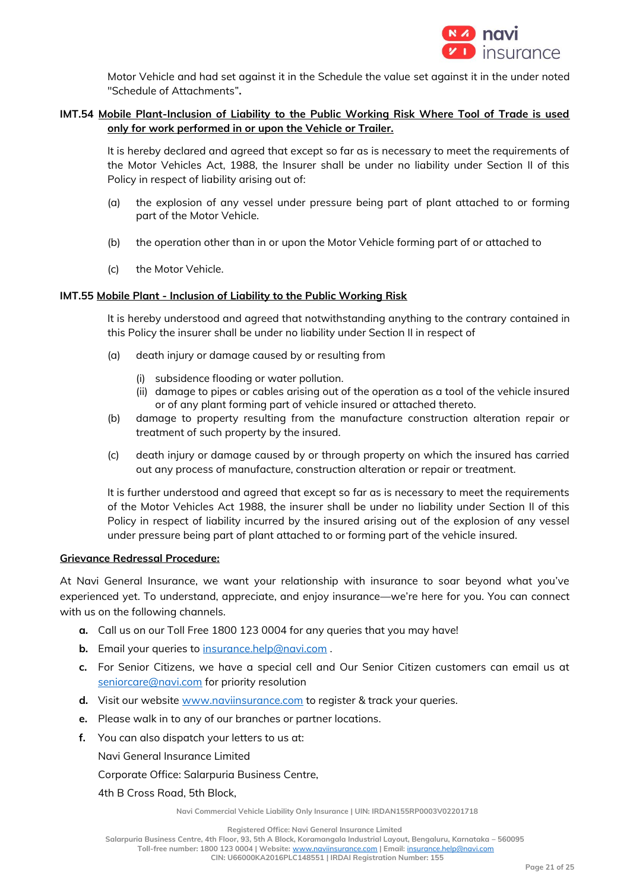Motor Vehicle and had set against it in the Schedule the value set against it in the under noted "Schedule of Attachments"**.**

**IMT.54 <u>Mobile Plant-Inclusion of Liability to the Public Working Risk Where Tool of Trade is used only for work performed in or upon the Vehicle or Trailer.</u>**

It is hereby declared and agreed that except so far as is necessary to meet the requirements of the Motor Vehicles Act, 1988, the Insurer shall be under no liability under Section II of this Policy in respect of liability arising out of:

(a) the explosion of any vessel under pressure being part of plant attached to or forming part of the Motor Vehicle.

(b) the operation other than in or upon the Motor Vehicle forming part of or attached to

(c) the Motor Vehicle.

**IMT.55 <u>Mobile Plant - Inclusion of Liability to the Public Working Risk</u>**

It is hereby understood and agreed that notwithstanding anything to the contrary contained in this Policy the insurer shall be under no liability under Section II in respect of

(a) death injury or damage caused by or resulting from

   (i) subsidence flooding or water pollution.
   (ii) damage to pipes or cables arising out of the operation as a tool of the vehicle insured or of any plant forming part of vehicle insured or attached thereto.

(b) damage to property resulting from the manufacture construction alteration repair or treatment of such property by the insured.

(c) death injury or damage caused by or through property on which the insured has carried out any process of manufacture, construction alteration or repair or treatment.

It is further understood and agreed that except so far as is necessary to meet the requirements of the Motor Vehicles Act 1988, the insurer shall be under no liability under Section II of this Policy in respect of liability incurred by the insured arising out of the explosion of any vessel under pressure being part of plant attached to or forming part of the vehicle insured.

**<u>Grievance Redressal Procedure:</u>**

At Navi General Insurance, we want your relationship with insurance to soar beyond what you've experienced yet. To understand, appreciate, and enjoy insurance—we're here for you. You can connect with us on the following channels.

**a.** Call us on our Toll Free 1800 123 0004 for any queries that you may have!

**b.** Email your queries to insurance.help@navi.com .

**c.** For Senior Citizens, we have a special cell and Our Senior Citizen customers can email us at seniorcare@navi.com for priority resolution

**d.** Visit our website www.naviinsurance.com to register & track your queries.

**e.** Please walk in to any of our branches or partner locations.

**f.** You can also dispatch your letters to us at:

Navi General Insurance Limited

Corporate Office: Salarpuria Business Centre,

4th B Cross Road, 5th Block,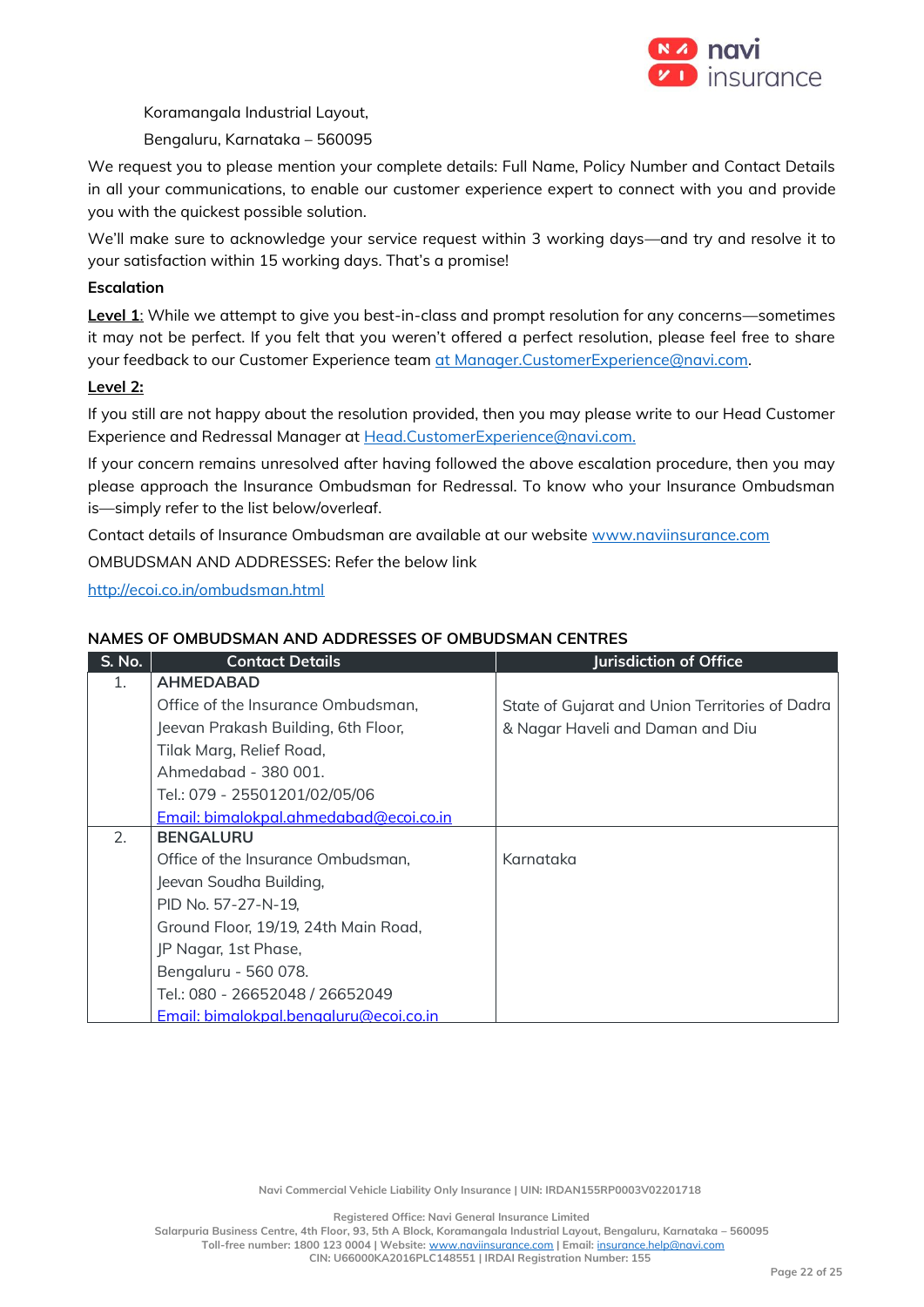Koramangala Industrial Layout,

Bengaluru, Karnataka – 560095

We request you to please mention your complete details: Full Name, Policy Number and Contact Details in all your communications, to enable our customer experience expert to connect with you and provide you with the quickest possible solution.

We'll make sure to acknowledge your service request within 3 working days—and try and resolve it to your satisfaction within 15 working days. That's a promise!

**Escalation**

**Level 1**: While we attempt to give you best-in-class and prompt resolution for any concerns—sometimes it may not be perfect. If you felt that you weren't offered a perfect resolution, please feel free to share your feedback to our Customer Experience team at Manager.CustomerExperience@navi.com.

**Level 2:**

If you still are not happy about the resolution provided, then you may please write to our Head Customer Experience and Redressal Manager at Head.CustomerExperience@navi.com.

If your concern remains unresolved after having followed the above escalation procedure, then you may please approach the Insurance Ombudsman for Redressal. To know who your Insurance Ombudsman is—simply refer to the list below/overleaf.

Contact details of Insurance Ombudsman are available at our website www.naviinsurance.com

OMBUDSMAN AND ADDRESSES: Refer the below link

http://ecoi.co.in/ombudsman.html

**NAMES OF OMBUDSMAN AND ADDRESSES OF OMBUDSMAN CENTRES**

| S. No. | Contact Details | Jurisdiction of Office |
|---|---|---|
| 1. | **AHMEDABAD**<br>Office of the Insurance Ombudsman,<br>Jeevan Prakash Building, 6th Floor,<br>Tilak Marg, Relief Road,<br>Ahmedabad - 380 001.<br>Tel.: 079 - 25501201/02/05/06<br>Email: bimalokpal.ahmedabad@ecoi.co.in | State of Gujarat and Union Territories of Dadra & Nagar Haveli and Daman and Diu |
| 2. | **BENGALURU**<br>Office of the Insurance Ombudsman,<br>Jeevan Soudha Building,<br>PID No. 57-27-N-19,<br>Ground Floor, 19/19, 24th Main Road,<br>JP Nagar, 1st Phase,<br>Bengaluru - 560 078.<br>Tel.: 080 - 26652048 / 26652049<br>Email: bimalokpal.bengaluru@ecoi.co.in | Karnataka |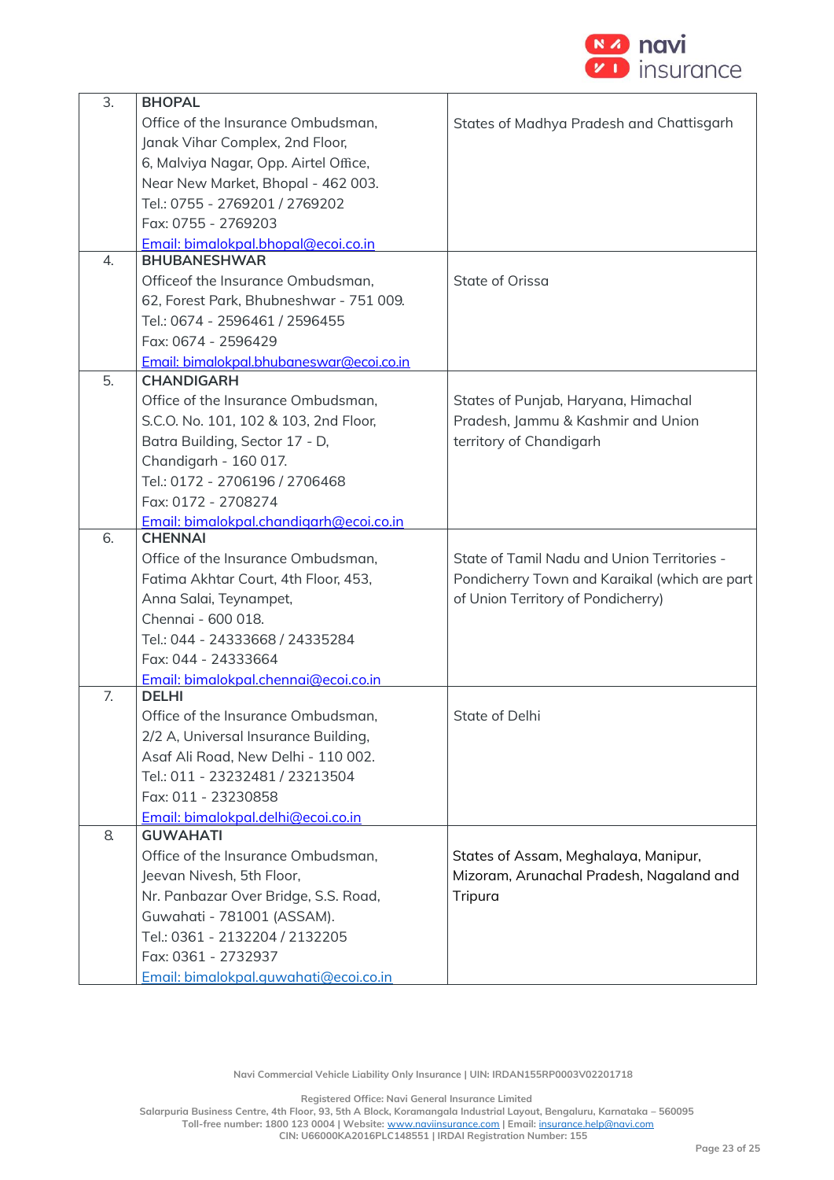| | | |
|---|---|---|
| 3. | **BHOPAL**<br>Office of the Insurance Ombudsman,<br>Janak Vihar Complex, 2nd Floor,<br>6, Malviya Nagar, Opp. Airtel Office,<br>Near New Market, Bhopal - 462 003.<br>Tel.: 0755 - 2769201 / 2769202<br>Fax: 0755 - 2769203<br>Email: bimalokpal.bhopal@ecoi.co.in | States of Madhya Pradesh and Chattisgarh |
| 4. | **BHUBANESHWAR**<br>Officeof the Insurance Ombudsman,<br>62, Forest Park, Bhubneshwar - 751 009.<br>Tel.: 0674 - 2596461 / 2596455<br>Fax: 0674 - 2596429<br>Email: bimalokpal.bhubaneswar@ecoi.co.in | State of Orissa |
| 5. | **CHANDIGARH**<br>Office of the Insurance Ombudsman,<br>S.C.O. No. 101, 102 & 103, 2nd Floor,<br>Batra Building, Sector 17 - D,<br>Chandigarh - 160 017.<br>Tel.: 0172 - 2706196 / 2706468<br>Fax: 0172 - 2708274<br>Email: bimalokpal.chandigarh@ecoi.co.in | States of Punjab, Haryana, Himachal Pradesh, Jammu & Kashmir and Union territory of Chandigarh |
| 6. | **CHENNAI**<br>Office of the Insurance Ombudsman,<br>Fatima Akhtar Court, 4th Floor, 453,<br>Anna Salai, Teynampet,<br>Chennai - 600 018.<br>Tel.: 044 - 24333668 / 24335284<br>Fax: 044 - 24333664<br>Email: bimalokpal.chennai@ecoi.co.in | State of Tamil Nadu and Union Territories - Pondicherry Town and Karaikal (which are part of Union Territory of Pondicherry) |
| 7. | **DELHI**<br>Office of the Insurance Ombudsman,<br>2/2 A, Universal Insurance Building,<br>Asaf Ali Road, New Delhi - 110 002.<br>Tel.: 011 - 23232481 / 23213504<br>Fax: 011 - 23230858<br>Email: bimalokpal.delhi@ecoi.co.in | State of Delhi |
| 8. | **GUWAHATI**<br>Office of the Insurance Ombudsman,<br>Jeevan Nivesh, 5th Floor,<br>Nr. Panbazar Over Bridge, S.S. Road,<br>Guwahati - 781001 (ASSAM).<br>Tel.: 0361 - 2132204 / 2132205<br>Fax: 0361 - 2732937<br>Email: bimalokpal.guwahati@ecoi.co.in | States of Assam, Meghalaya, Manipur, Mizoram, Arunachal Pradesh, Nagaland and Tripura |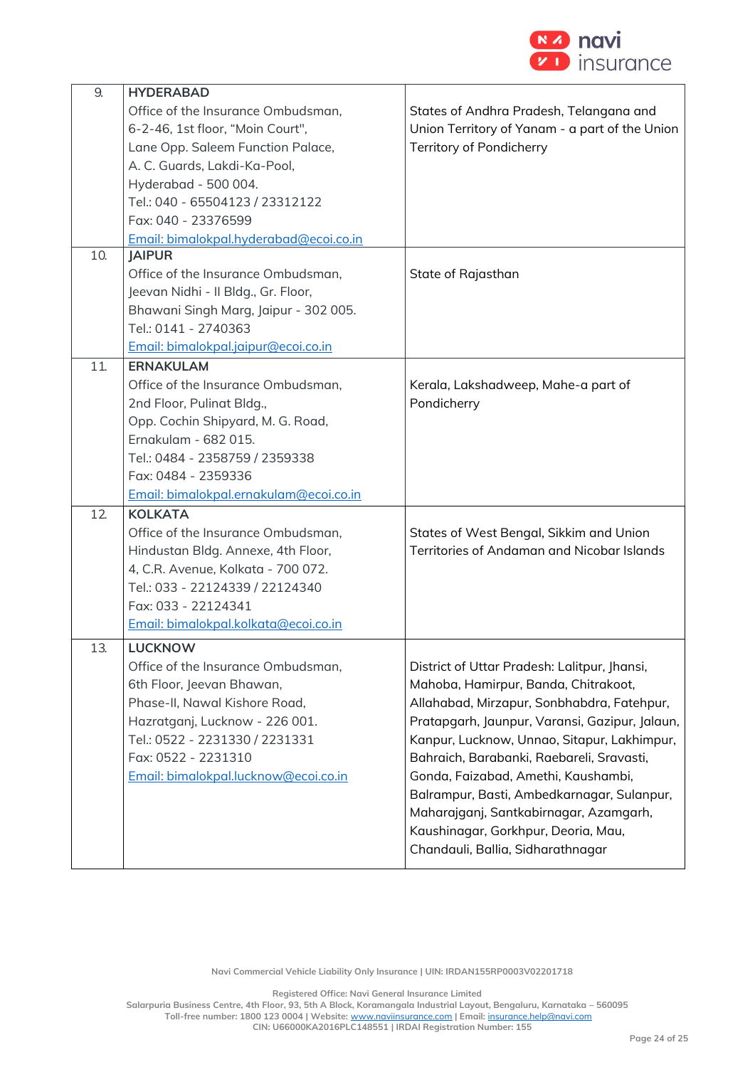| | | |
|---|---|---|
| 9. | **HYDERABAD**<br>Office of the Insurance Ombudsman,<br>6-2-46, 1st floor, "Moin Court",<br>Lane Opp. Saleem Function Palace,<br>A. C. Guards, Lakdi-Ka-Pool,<br>Hyderabad - 500 004.<br>Tel.: 040 - 65504123 / 23312122<br>Fax: 040 - 23376599<br>Email: bimalokpal.hyderabad@ecoi.co.in | States of Andhra Pradesh, Telangana and Union Territory of Yanam - a part of the Union Territory of Pondicherry |
| 10. | **JAIPUR**<br>Office of the Insurance Ombudsman,<br>Jeevan Nidhi - II Bldg., Gr. Floor,<br>Bhawani Singh Marg, Jaipur - 302 005.<br>Tel.: 0141 - 2740363<br>Email: bimalokpal.jaipur@ecoi.co.in | State of Rajasthan |
| 11. | **ERNAKULAM**<br>Office of the Insurance Ombudsman,<br>2nd Floor, Pulinat Bldg.,<br>Opp. Cochin Shipyard, M. G. Road,<br>Ernakulam - 682 015.<br>Tel.: 0484 - 2358759 / 2359338<br>Fax: 0484 - 2359336<br>Email: bimalokpal.ernakulam@ecoi.co.in | Kerala, Lakshadweep, Mahe-a part of Pondicherry |
| 12. | **KOLKATA**<br>Office of the Insurance Ombudsman,<br>Hindustan Bldg. Annexe, 4th Floor,<br>4, C.R. Avenue, Kolkata - 700 072.<br>Tel.: 033 - 22124339 / 22124340<br>Fax: 033 - 22124341<br>Email: bimalokpal.kolkata@ecoi.co.in | States of West Bengal, Sikkim and Union Territories of Andaman and Nicobar Islands |
| 13. | **LUCKNOW**<br>Office of the Insurance Ombudsman,<br>6th Floor, Jeevan Bhawan,<br>Phase-II, Nawal Kishore Road,<br>Hazratganj, Lucknow - 226 001.<br>Tel.: 0522 - 2231330 / 2231331<br>Fax: 0522 - 2231310<br>Email: bimalokpal.lucknow@ecoi.co.in | District of Uttar Pradesh: Lalitpur, Jhansi, Mahoba, Hamirpur, Banda, Chitrakoot, Allahabad, Mirzapur, Sonbhabdra, Fatehpur, Pratapgarh, Jaunpur, Varansi, Gazipur, Jalaun, Kanpur, Lucknow, Unnao, Sitapur, Lakhimpur, Bahraich, Barabanki, Raebareli, Sravasti, Gonda, Faizabad, Amethi, Kaushambi, Balrampur, Basti, Ambedkarnagar, Sulanpur, Maharajganj, Santkabirnagar, Azamgarh, Kaushinagar, Gorkhpur, Deoria, Mau, Chandauli, Ballia, Sidharathnagar |

Navi Commercial Vehicle Liability Only Insurance | UIN: IRDAN155RP0003V02201718

Registered Office: Navi General Insurance Limited
Salarpuria Business Centre, 4th Floor, 93, 5th A Block, Koramangala Industrial Layout, Bengaluru, Karnataka – 560095
Toll-free number: 1800 123 0004 | Website: www.naviinsurance.com | Email: insurance.help@navi.com
CIN: U66000KA2016PLC148551 | IRDAI Registration Number: 155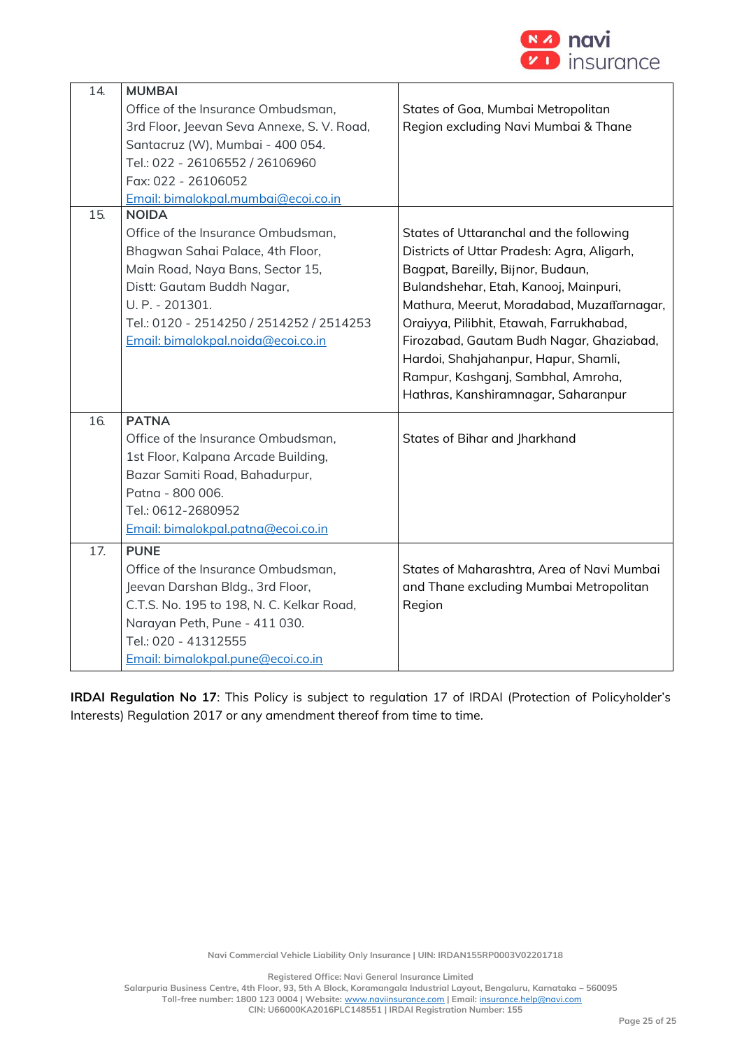| | | |
|---|---|---|
| 14. | **MUMBAI**<br>Office of the Insurance Ombudsman,<br>3rd Floor, Jeevan Seva Annexe, S. V. Road,<br>Santacruz (W), Mumbai - 400 054.<br>Tel.: 022 - 26106552 / 26106960<br>Fax: 022 - 26106052<br>Email: bimalokpal.mumbai@ecoi.co.in | States of Goa, Mumbai Metropolitan Region excluding Navi Mumbai & Thane |
| 15. | **NOIDA**<br>Office of the Insurance Ombudsman,<br>Bhagwan Sahai Palace, 4th Floor,<br>Main Road, Naya Bans, Sector 15,<br>Distt: Gautam Buddh Nagar,<br>U. P. - 201301.<br>Tel.: 0120 - 2514250 / 2514252 / 2514253<br>Email: bimalokpal.noida@ecoi.co.in | States of Uttaranchal and the following Districts of Uttar Pradesh: Agra, Aligarh, Bagpat, Bareilly, Bijnor, Budaun, Bulandshehar, Etah, Kanooj, Mainpuri, Mathura, Meerut, Moradabad, Muzaffarnagar, Oraiyya, Pilibhit, Etawah, Farrukhabad, Firozabad, Gautam Budh Nagar, Ghaziabad, Hardoi, Shahjahanpur, Hapur, Shamli, Rampur, Kashganj, Sambhal, Amroha, Hathras, Kanshiramnagar, Saharanpur |
| 16. | **PATNA**<br>Office of the Insurance Ombudsman,<br>1st Floor, Kalpana Arcade Building,<br>Bazar Samiti Road, Bahadurpur,<br>Patna - 800 006.<br>Tel.: 0612-2680952<br>Email: bimalokpal.patna@ecoi.co.in | States of Bihar and Jharkhand |
| 17. | **PUNE**<br>Office of the Insurance Ombudsman,<br>Jeevan Darshan Bldg., 3rd Floor,<br>C.T.S. No. 195 to 198, N. C. Kelkar Road,<br>Narayan Peth, Pune - 411 030.<br>Tel.: 020 - 41312555<br>Email: bimalokpal.pune@ecoi.co.in | States of Maharashtra, Area of Navi Mumbai and Thane excluding Mumbai Metropolitan Region |

**IRDAI Regulation No 17**: This Policy is subject to regulation 17 of IRDAI (Protection of Policyholder's Interests) Regulation 2017 or any amendment thereof from time to time.